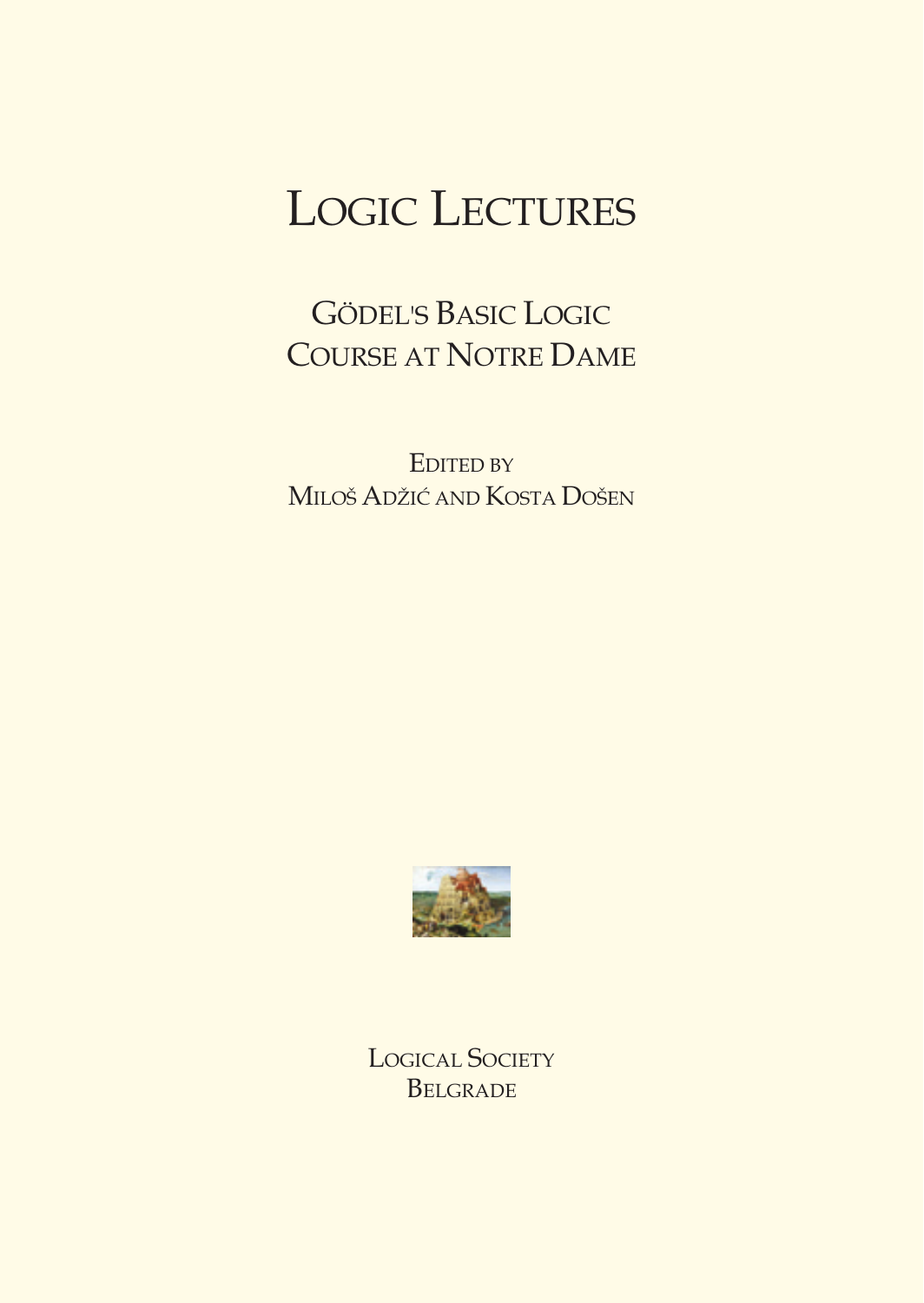# Logic Lectures

## Gödel's Basic Logic Course at Notre Dame

Edited by
Miloš Adžić and Kosta Došen

Logical Society
Belgrade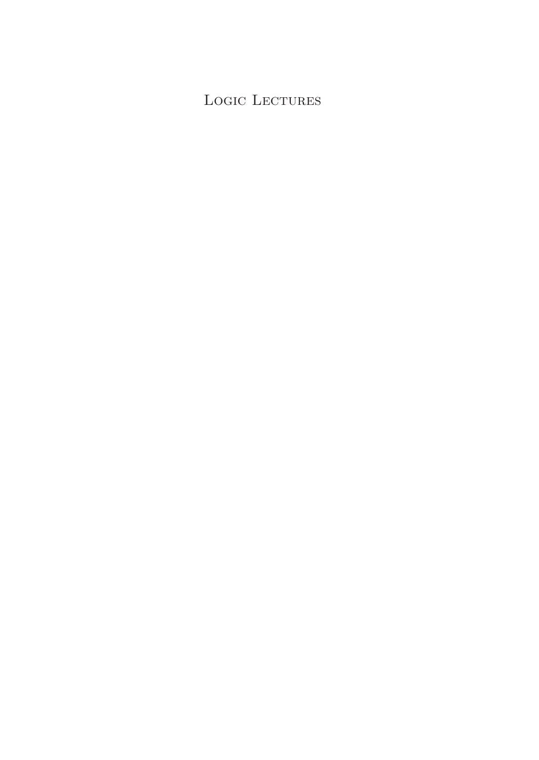# Logic Lectures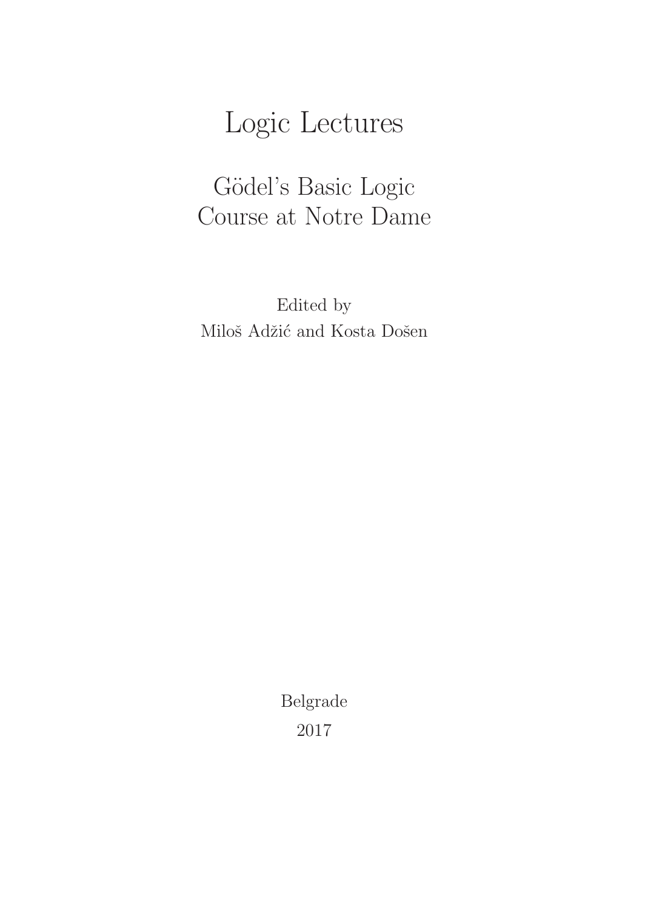# Logic Lectures

## Gödel's Basic Logic Course at Notre Dame

Edited by
Miloš Adžić and Kosta Došen

Belgrade
2017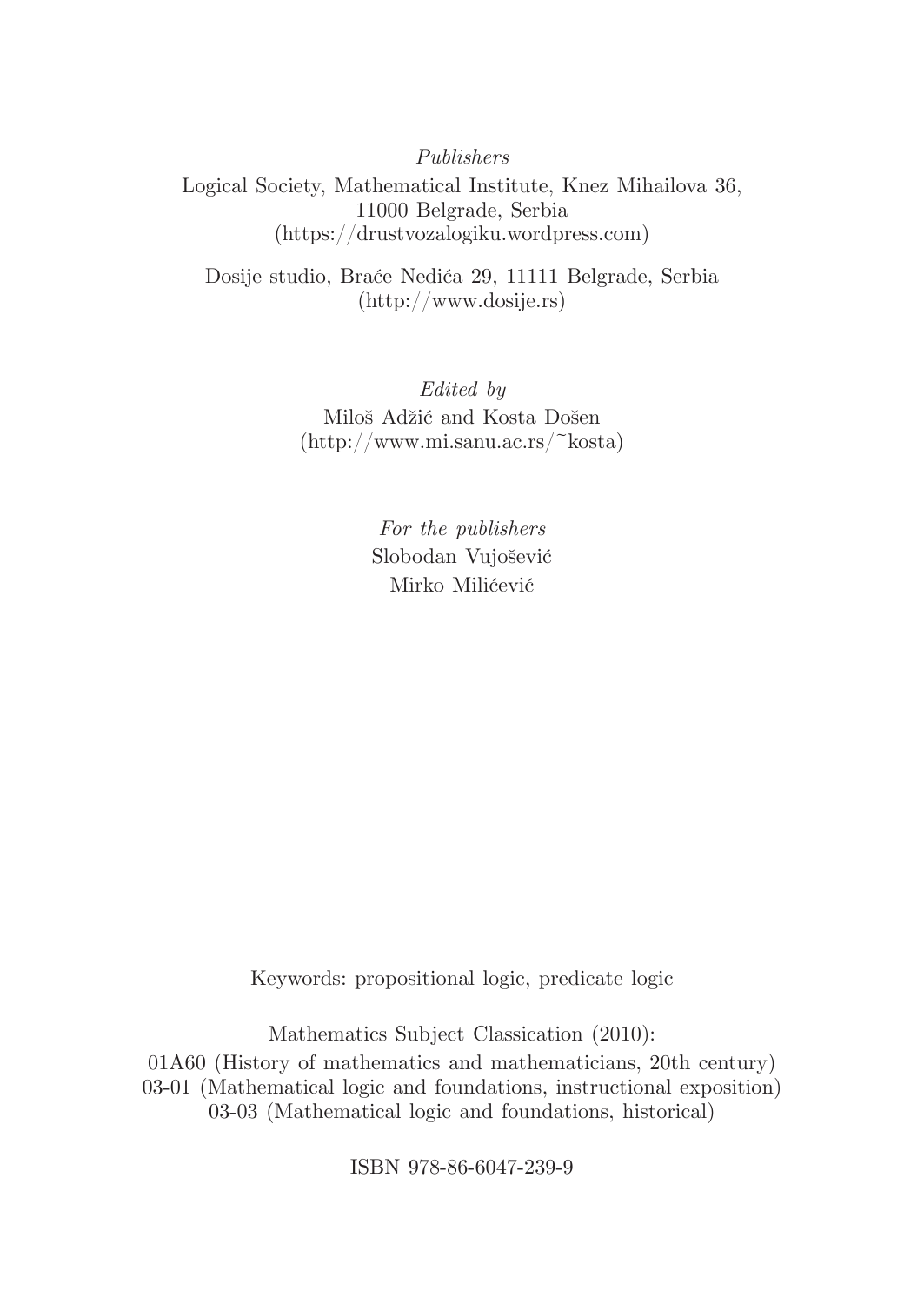*Publishers*

Logical Society, Mathematical Institute, Knez Mihailova 36, 11000 Belgrade, Serbia (https://drustvozalogiku.wordpress.com)

Dosije studio, Braće Nedića 29, 11111 Belgrade, Serbia (http://www.dosije.rs)

*Edited by*

Miloš Adžić and Kosta Došen (http://www.mi.sanu.ac.rs/~kosta)

*For the publishers*

Slobodan Vujošević

Mirko Milićević

Keywords: propositional logic, predicate logic

Mathematics Subject Classication (2010):

01A60 (History of mathematics and mathematicians, 20th century)

03-01 (Mathematical logic and foundations, instructional exposition)

03-03 (Mathematical logic and foundations, historical)

ISBN 978-86-6047-239-9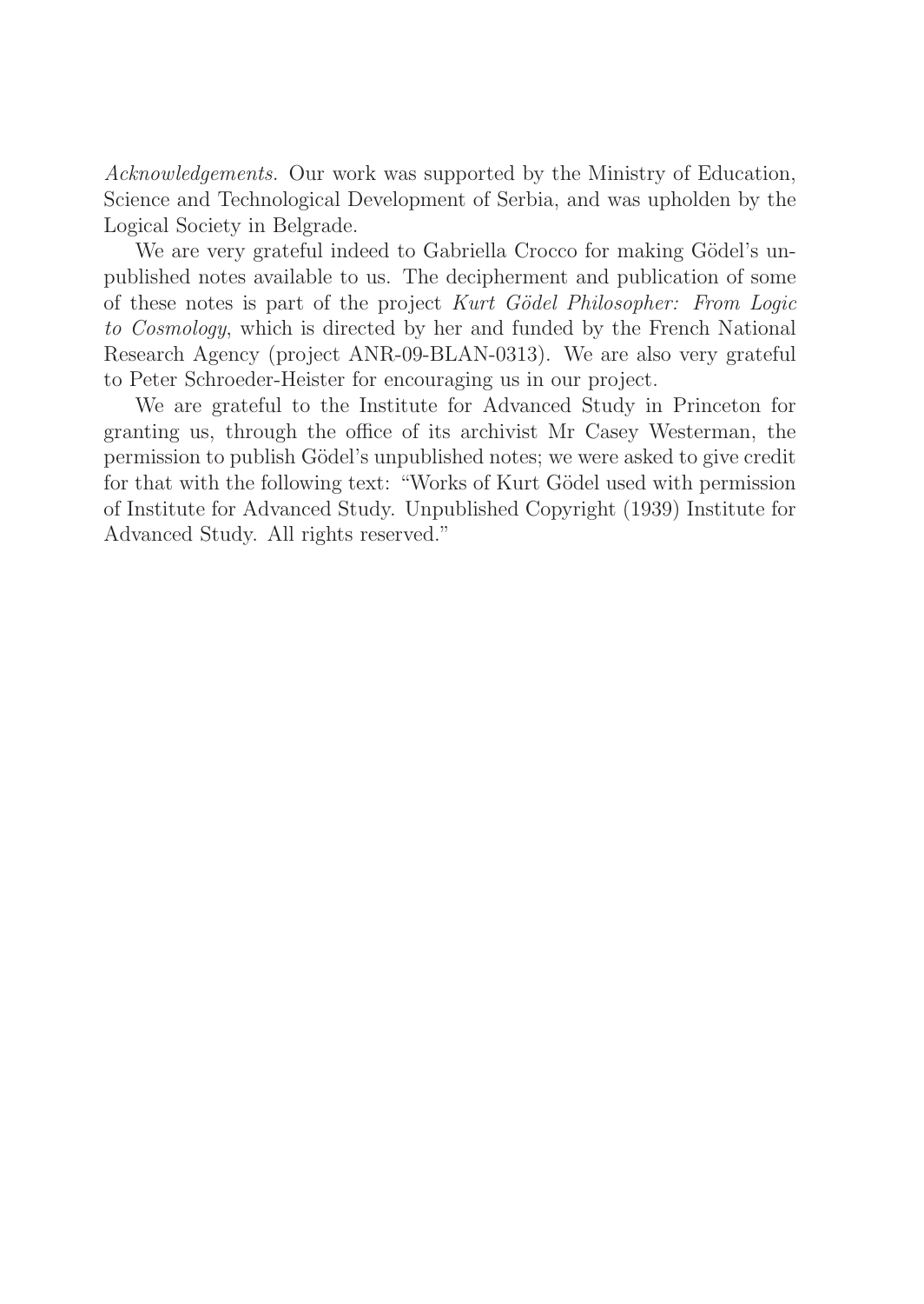*Acknowledgements.* Our work was supported by the Ministry of Education, Science and Technological Development of Serbia, and was upholden by the Logical Society in Belgrade.

We are very grateful indeed to Gabriella Crocco for making Gödel's unpublished notes available to us. The decipherment and publication of some of these notes is part of the project *Kurt Gödel Philosopher: From Logic to Cosmology*, which is directed by her and funded by the French National Research Agency (project ANR-09-BLAN-0313). We are also very grateful to Peter Schroeder-Heister for encouraging us in our project.

We are grateful to the Institute for Advanced Study in Princeton for granting us, through the office of its archivist Mr Casey Westerman, the permission to publish Gödel's unpublished notes; we were asked to give credit for that with the following text: "Works of Kurt Gödel used with permission of Institute for Advanced Study. Unpublished Copyright (1939) Institute for Advanced Study. All rights reserved."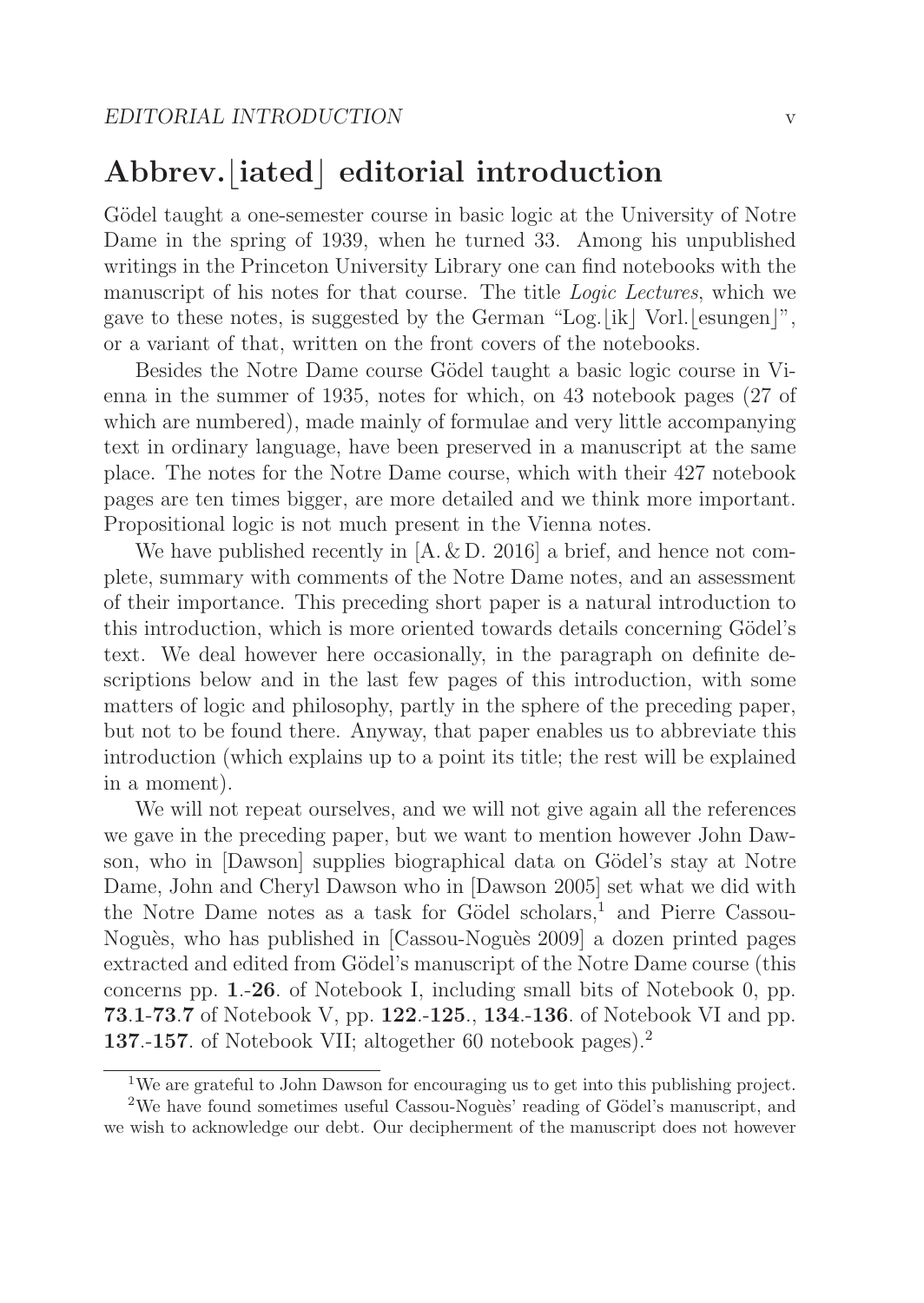# Abbrev.⌊iated⌋ editorial introduction

Gödel taught a one-semester course in basic logic at the University of Notre Dame in the spring of 1939, when he turned 33. Among his unpublished writings in the Princeton University Library one can find notebooks with the manuscript of his notes for that course. The title *Logic Lectures*, which we gave to these notes, is suggested by the German "Log.⌊ik⌋ Vorl.⌊esungen⌋", or a variant of that, written on the front covers of the notebooks.

Besides the Notre Dame course Gödel taught a basic logic course in Vienna in the summer of 1935, notes for which, on 43 notebook pages (27 of which are numbered), made mainly of formulae and very little accompanying text in ordinary language, have been preserved in a manuscript at the same place. The notes for the Notre Dame course, which with their 427 notebook pages are ten times bigger, are more detailed and we think more important. Propositional logic is not much present in the Vienna notes.

We have published recently in [A. & D. 2016] a brief, and hence not complete, summary with comments of the Notre Dame notes, and an assessment of their importance. This preceding short paper is a natural introduction to this introduction, which is more oriented towards details concerning Gödel's text. We deal however here occasionally, in the paragraph on definite descriptions below and in the last few pages of this introduction, with some matters of logic and philosophy, partly in the sphere of the preceding paper, but not to be found there. Anyway, that paper enables us to abbreviate this introduction (which explains up to a point its title; the rest will be explained in a moment).

We will not repeat ourselves, and we will not give again all the references we gave in the preceding paper, but we want to mention however John Dawson, who in [Dawson] supplies biographical data on Gödel's stay at Notre Dame, John and Cheryl Dawson who in [Dawson 2005] set what we did with the Notre Dame notes as a task for Gödel scholars,[1] and Pierre Cassou-Noguès, who has published in [Cassou-Noguès 2009] a dozen printed pages extracted and edited from Gödel's manuscript of the Notre Dame course (this concerns pp. **1**.-**26**. of Notebook I, including small bits of Notebook 0, pp. **73**.**1**-**73**.**7** of Notebook V, pp. **122**.-**125**., **134**.-**136**. of Notebook VI and pp. **137**.-**157**. of Notebook VII; altogether 60 notebook pages).[2]

[1] We are grateful to John Dawson for encouraging us to get into this publishing project.

[2] We have found sometimes useful Cassou-Noguès' reading of Gödel's manuscript, and we wish to acknowledge our debt. Our decipherment of the manuscript does not however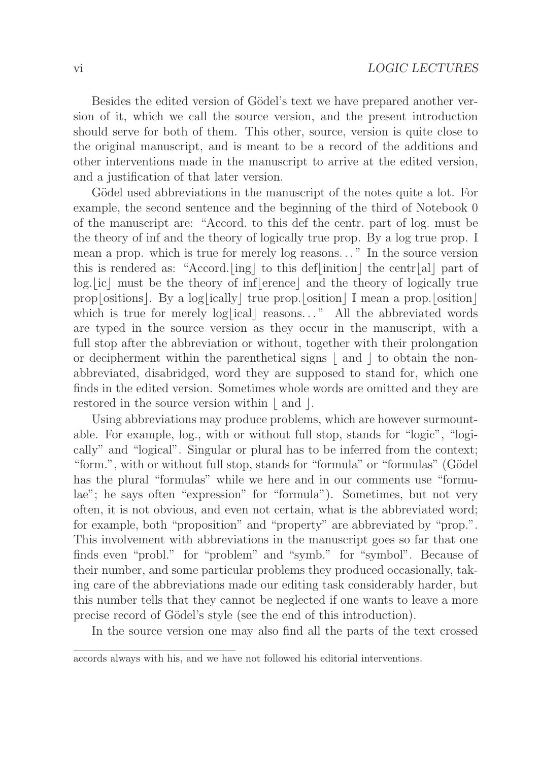Besides the edited version of Gödel's text we have prepared another version of it, which we call the source version, and the present introduction should serve for both of them. This other, source, version is quite close to the original manuscript, and is meant to be a record of the additions and other interventions made in the manuscript to arrive at the edited version, and a justification of that later version.

Gödel used abbreviations in the manuscript of the notes quite a lot. For example, the second sentence and the beginning of the third of Notebook 0 of the manuscript are: "Accord. to this def the centr. part of log. must be the theory of inf and the theory of logically true prop. By a log true prop. I mean a prop. which is true for merely log reasons..." In the source version this is rendered as: "Accord.⌊ing⌋ to this def⌊inition⌋ the centr⌊al⌋ part of log.⌊ic⌋ must be the theory of inf⌊erence⌋ and the theory of logically true prop⌊ositions⌋. By a log⌊ically⌋ true prop.⌊osition⌋ I mean a prop.⌊osition⌋ which is true for merely log⌊ical⌋ reasons..." All the abbreviated words are typed in the source version as they occur in the manuscript, with a full stop after the abbreviation or without, together with their prolongation or decipherment within the parenthetical signs ⌊ and ⌋ to obtain the non-abbreviated, disabridged, word they are supposed to stand for, which one finds in the edited version. Sometimes whole words are omitted and they are restored in the source version within ⌊ and ⌋.

Using abbreviations may produce problems, which are however surmountable. For example, log., with or without full stop, stands for "logic", "logically" and "logical". Singular or plural has to be inferred from the context; "form.", with or without full stop, stands for "formula" or "formulas" (Gödel has the plural "formulas" while we here and in our comments use "formulae"; he says often "expression" for "formula"). Sometimes, but not very often, it is not obvious, and even not certain, what is the abbreviated word; for example, both "proposition" and "property" are abbreviated by "prop.". This involvement with abbreviations in the manuscript goes so far that one finds even "probl." for "problem" and "symb." for "symbol". Because of their number, and some particular problems they produced occasionally, taking care of the abbreviations made our editing task considerably harder, but this number tells that they cannot be neglected if one wants to leave a more precise record of Gödel's style (see the end of this introduction).

In the source version one may also find all the parts of the text crossed

---

accords always with his, and we have not followed his editorial interventions.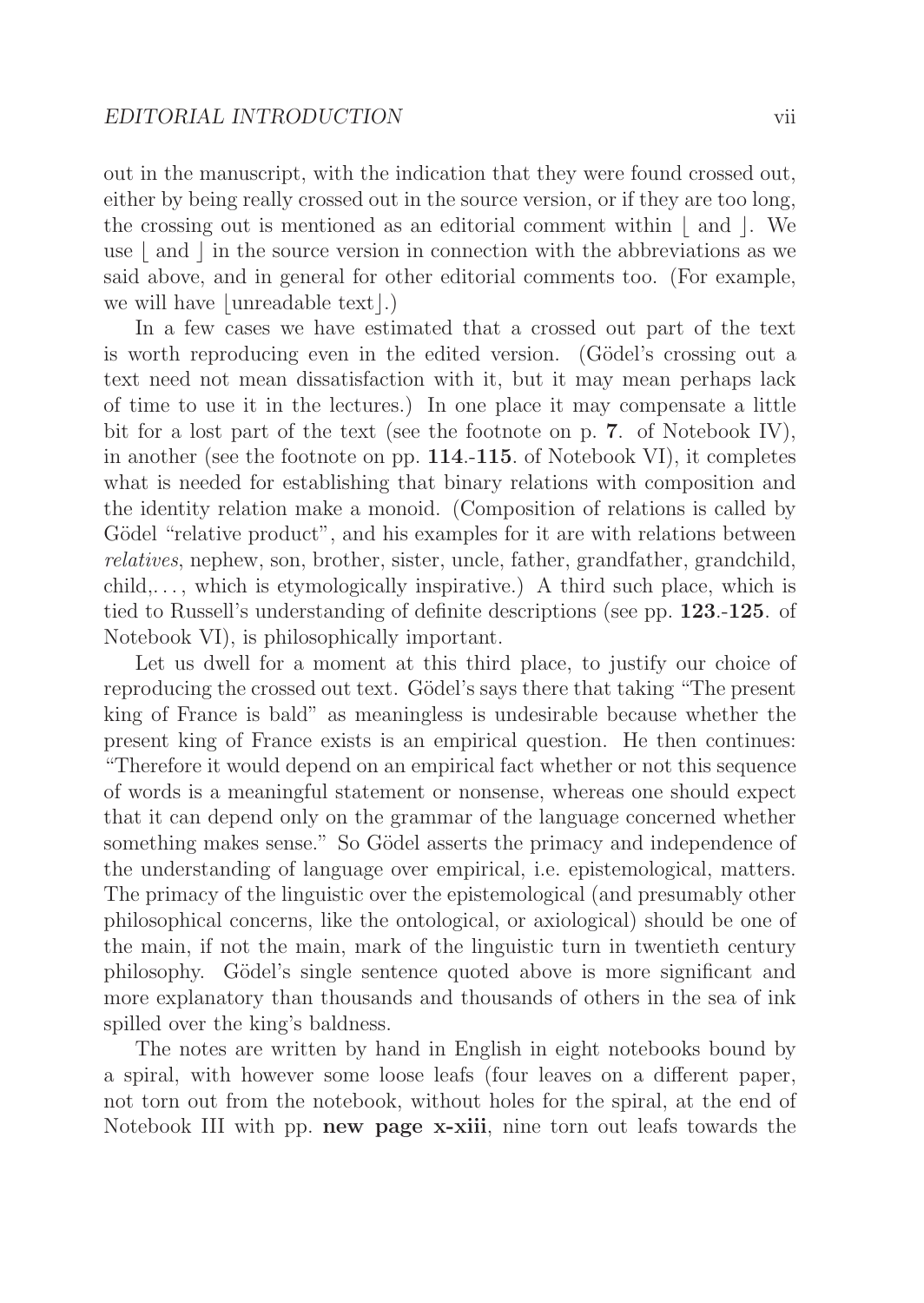out in the manuscript, with the indication that they were found crossed out, either by being really crossed out in the source version, or if they are too long, the crossing out is mentioned as an editorial comment within ⌊ and ⌋. We use ⌊ and ⌋ in the source version in connection with the abbreviations as we said above, and in general for other editorial comments too. (For example, we will have ⌊unreadable text⌋.)

In a few cases we have estimated that a crossed out part of the text is worth reproducing even in the edited version. (Gödel's crossing out a text need not mean dissatisfaction with it, but it may mean perhaps lack of time to use it in the lectures.) In one place it may compensate a little bit for a lost part of the text (see the footnote on p. **7**. of Notebook IV), in another (see the footnote on pp. **114**.-**115**. of Notebook VI), it completes what is needed for establishing that binary relations with composition and the identity relation make a monoid. (Composition of relations is called by Gödel "relative product", and his examples for it are with relations between *relatives*, nephew, son, brother, sister, uncle, father, grandfather, grandchild, child,..., which is etymologically inspirative.) A third such place, which is tied to Russell's understanding of definite descriptions (see pp. **123**.-**125**. of Notebook VI), is philosophically important.

Let us dwell for a moment at this third place, to justify our choice of reproducing the crossed out text. Gödel's says there that taking "The present king of France is bald" as meaningless is undesirable because whether the present king of France exists is an empirical question. He then continues: "Therefore it would depend on an empirical fact whether or not this sequence of words is a meaningful statement or nonsense, whereas one should expect that it can depend only on the grammar of the language concerned whether something makes sense." So Gödel asserts the primacy and independence of the understanding of language over empirical, i.e. epistemological, matters. The primacy of the linguistic over the epistemological (and presumably other philosophical concerns, like the ontological, or axiological) should be one of the main, if not the main, mark of the linguistic turn in twentieth century philosophy. Gödel's single sentence quoted above is more significant and more explanatory than thousands and thousands of others in the sea of ink spilled over the king's baldness.

The notes are written by hand in English in eight notebooks bound by a spiral, with however some loose leafs (four leaves on a different paper, not torn out from the notebook, without holes for the spiral, at the end of Notebook III with pp. **new page x-xiii**, nine torn out leafs towards the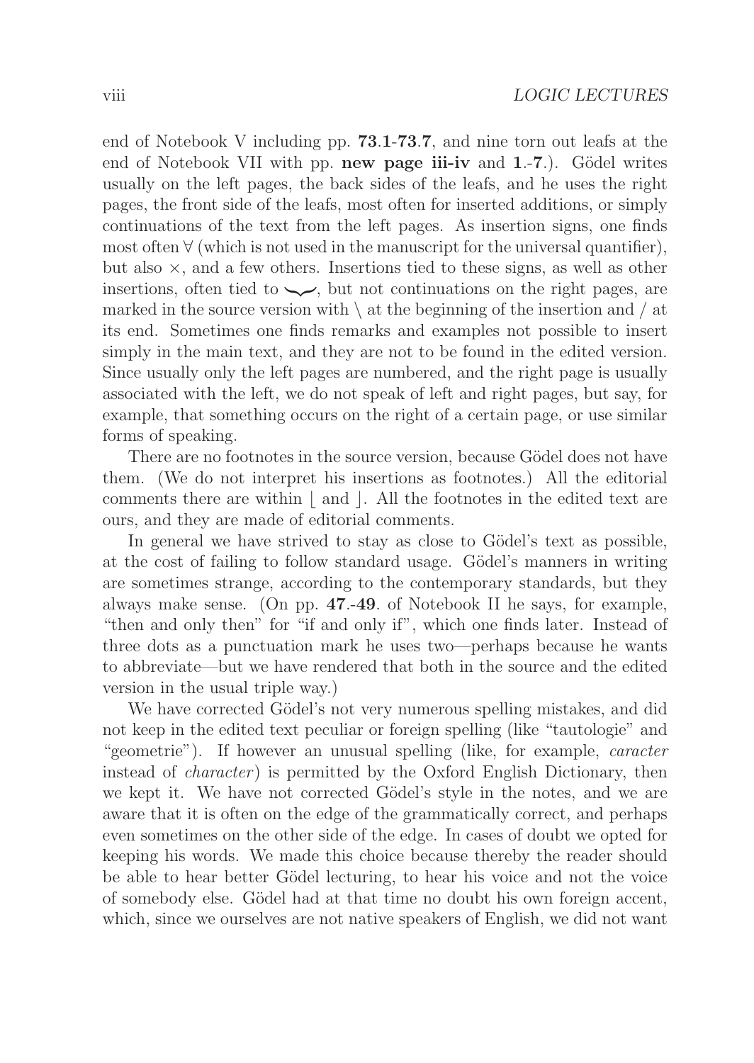end of Notebook V including pp. **73**.**1**-**73**.**7**, and nine torn out leafs at the end of Notebook VII with pp. **new page iii-iv** and **1**.-**7**.). Gödel writes usually on the left pages, the back sides of the leafs, and he uses the right pages, the front side of the leafs, most often for inserted additions, or simply continuations of the text from the left pages. As insertion signs, one finds most often $\forall$ (which is not used in the manuscript for the universal quantifier), but also $\times$, and a few others. Insertions tied to these signs, as well as other insertions, often tied to $\smile$, but not continuations on the right pages, are marked in the source version with \ at the beginning of the insertion and / at its end. Sometimes one finds remarks and examples not possible to insert simply in the main text, and they are not to be found in the edited version. Since usually only the left pages are numbered, and the right page is usually associated with the left, we do not speak of left and right pages, but say, for example, that something occurs on the right of a certain page, or use similar forms of speaking.

There are no footnotes in the source version, because Gödel does not have them. (We do not interpret his insertions as footnotes.) All the editorial comments there are within $\lfloor$ and $\rfloor$. All the footnotes in the edited text are ours, and they are made of editorial comments.

In general we have strived to stay as close to Gödel's text as possible, at the cost of failing to follow standard usage. Gödel's manners in writing are sometimes strange, according to the contemporary standards, but they always make sense. (On pp. **47**.-**49**. of Notebook II he says, for example, "then and only then" for "if and only if", which one finds later. Instead of three dots as a punctuation mark he uses two—perhaps because he wants to abbreviate—but we have rendered that both in the source and the edited version in the usual triple way.)

We have corrected Gödel's not very numerous spelling mistakes, and did not keep in the edited text peculiar or foreign spelling (like "tautologie" and "geometrie"). If however an unusual spelling (like, for example, *caracter* instead of *character*) is permitted by the Oxford English Dictionary, then we kept it. We have not corrected Gödel's style in the notes, and we are aware that it is often on the edge of the grammatically correct, and perhaps even sometimes on the other side of the edge. In cases of doubt we opted for keeping his words. We made this choice because thereby the reader should be able to hear better Gödel lecturing, to hear his voice and not the voice of somebody else. Gödel had at that time no doubt his own foreign accent, which, since we ourselves are not native speakers of English, we did not want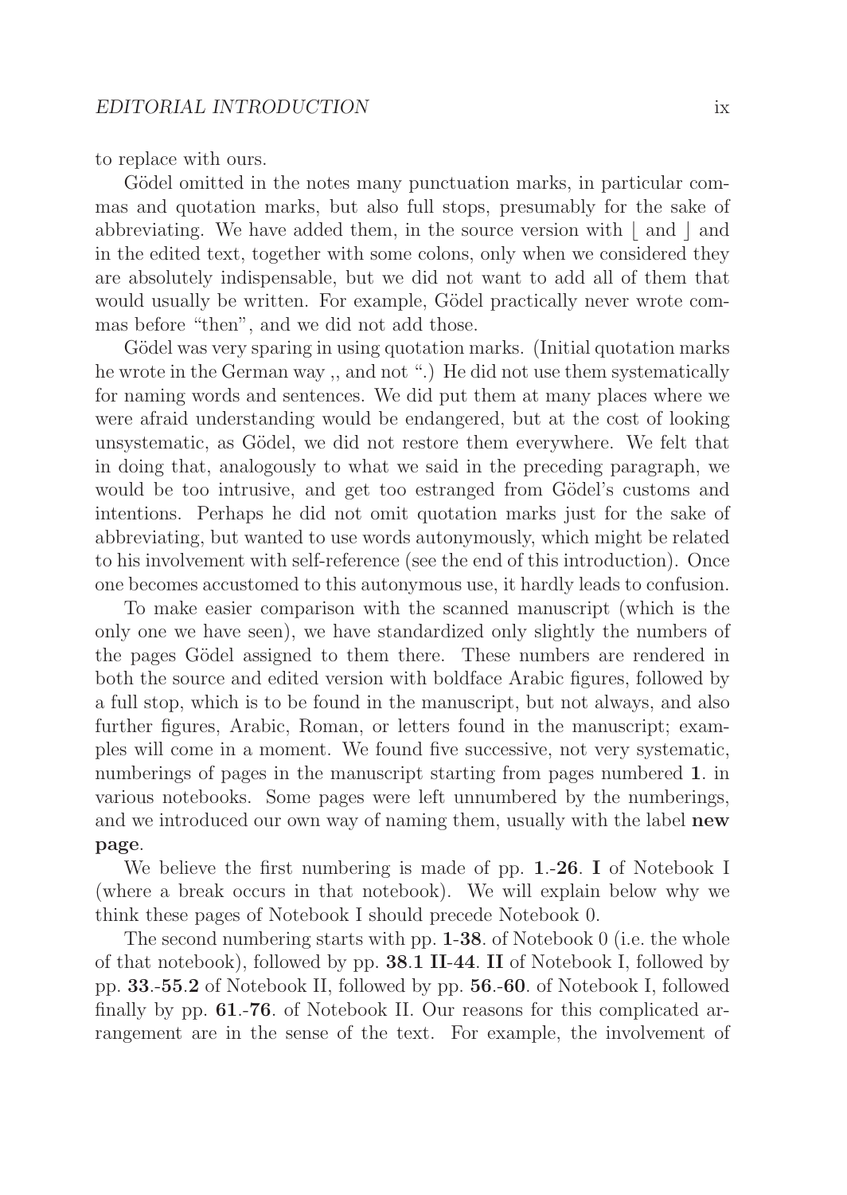to replace with ours.

Gödel omitted in the notes many punctuation marks, in particular commas and quotation marks, but also full stops, presumably for the sake of abbreviating. We have added them, in the source version with ⌊ and ⌋ and in the edited text, together with some colons, only when we considered they are absolutely indispensable, but we did not want to add all of them that would usually be written. For example, Gödel practically never wrote commas before "then", and we did not add those.

Gödel was very sparing in using quotation marks. (Initial quotation marks he wrote in the German way ,, and not ".) He did not use them systematically for naming words and sentences. We did put them at many places where we were afraid understanding would be endangered, but at the cost of looking unsystematic, as Gödel, we did not restore them everywhere. We felt that in doing that, analogously to what we said in the preceding paragraph, we would be too intrusive, and get too estranged from Gödel's customs and intentions. Perhaps he did not omit quotation marks just for the sake of abbreviating, but wanted to use words autonymously, which might be related to his involvement with self-reference (see the end of this introduction). Once one becomes accustomed to this autonymous use, it hardly leads to confusion.

To make easier comparison with the scanned manuscript (which is the only one we have seen), we have standardized only slightly the numbers of the pages Gödel assigned to them there. These numbers are rendered in both the source and edited version with boldface Arabic figures, followed by a full stop, which is to be found in the manuscript, but not always, and also further figures, Arabic, Roman, or letters found in the manuscript; examples will come in a moment. We found five successive, not very systematic, numberings of pages in the manuscript starting from pages numbered **1**. in various notebooks. Some pages were left unnumbered by the numberings, and we introduced our own way of naming them, usually with the label **new page**.

We believe the first numbering is made of pp. **1**.-**26**. **I** of Notebook I (where a break occurs in that notebook). We will explain below why we think these pages of Notebook I should precede Notebook 0.

The second numbering starts with pp. **1**-**38**. of Notebook 0 (i.e. the whole of that notebook), followed by pp. **38**.**1** **II**-**44**. **II** of Notebook I, followed by pp. **33**.-**55**.**2** of Notebook II, followed by pp. **56**.-**60**. of Notebook I, followed finally by pp. **61**.-**76**. of Notebook II. Our reasons for this complicated arrangement are in the sense of the text. For example, the involvement of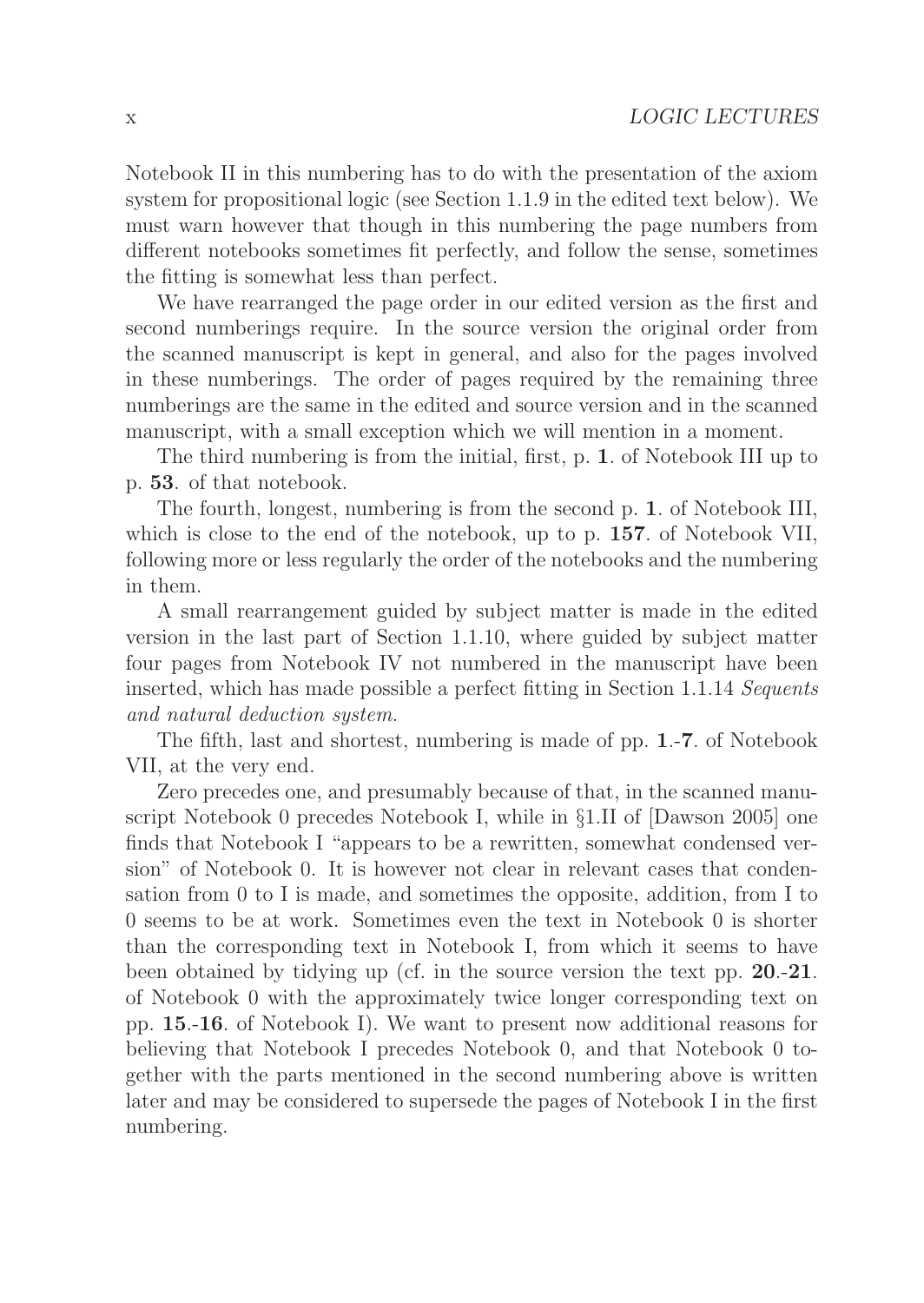Notebook II in this numbering has to do with the presentation of the axiom system for propositional logic (see Section 1.1.9 in the edited text below). We must warn however that though in this numbering the page numbers from different notebooks sometimes fit perfectly, and follow the sense, sometimes the fitting is somewhat less than perfect.

We have rearranged the page order in our edited version as the first and second numberings require. In the source version the original order from the scanned manuscript is kept in general, and also for the pages involved in these numberings. The order of pages required by the remaining three numberings are the same in the edited and source version and in the scanned manuscript, with a small exception which we will mention in a moment.

The third numbering is from the initial, first, p. **1**. of Notebook III up to p. **53**. of that notebook.

The fourth, longest, numbering is from the second p. **1**. of Notebook III, which is close to the end of the notebook, up to p. **157**. of Notebook VII, following more or less regularly the order of the notebooks and the numbering in them.

A small rearrangement guided by subject matter is made in the edited version in the last part of Section 1.1.10, where guided by subject matter four pages from Notebook IV not numbered in the manuscript have been inserted, which has made possible a perfect fitting in Section 1.1.14 *Sequents and natural deduction system*.

The fifth, last and shortest, numbering is made of pp. **1**.-**7**. of Notebook VII, at the very end.

Zero precedes one, and presumably because of that, in the scanned manuscript Notebook 0 precedes Notebook I, while in §1.II of [Dawson 2005] one finds that Notebook I "appears to be a rewritten, somewhat condensed version" of Notebook 0. It is however not clear in relevant cases that condensation from 0 to I is made, and sometimes the opposite, addition, from I to 0 seems to be at work. Sometimes even the text in Notebook 0 is shorter than the corresponding text in Notebook I, from which it seems to have been obtained by tidying up (cf. in the source version the text pp. **20**.-**21**. of Notebook 0 with the approximately twice longer corresponding text on pp. **15**.-**16**. of Notebook I). We want to present now additional reasons for believing that Notebook I precedes Notebook 0, and that Notebook 0 together with the parts mentioned in the second numbering above is written later and may be considered to supersede the pages of Notebook I in the first numbering.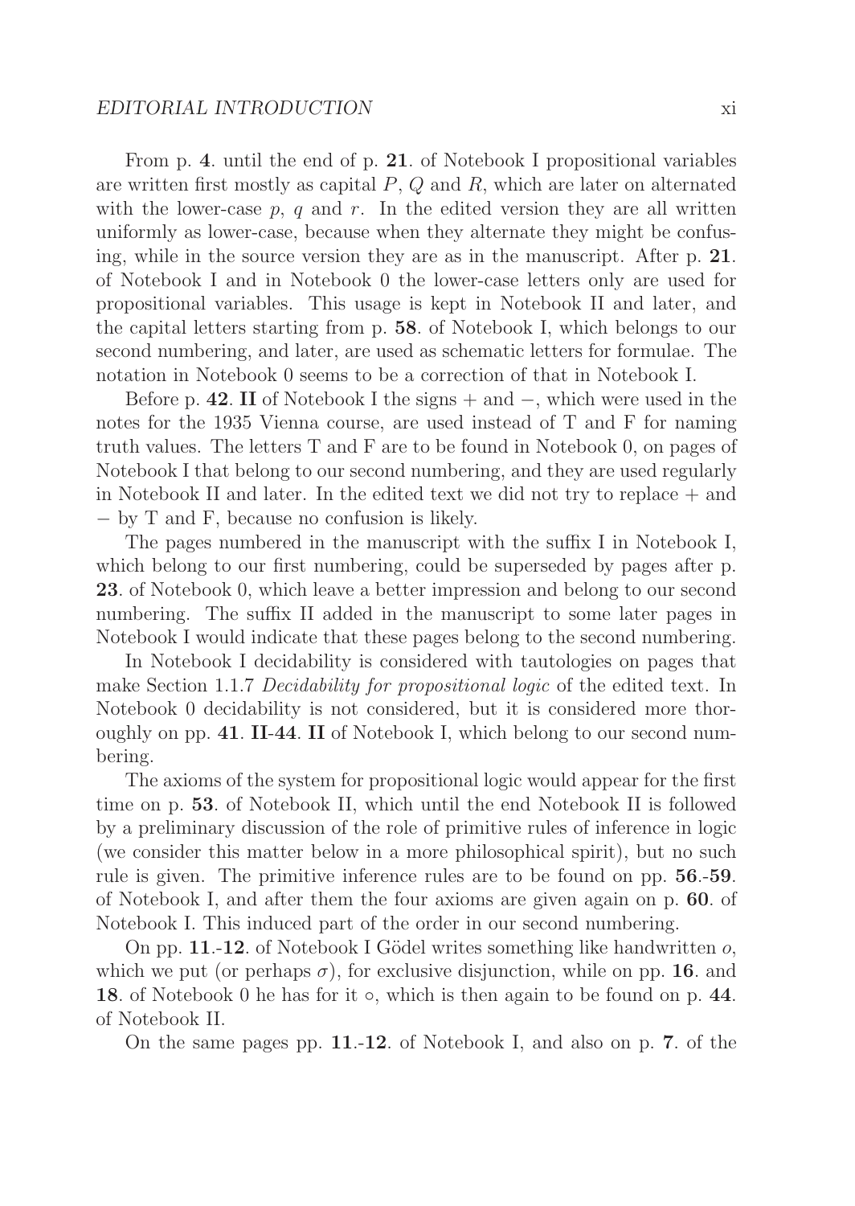From p. **4**. until the end of p. **21**. of Notebook I propositional variables are written first mostly as capital $P$, $Q$ and $R$, which are later on alternated with the lower-case $p$, $q$ and $r$. In the edited version they are all written uniformly as lower-case, because when they alternate they might be confusing, while in the source version they are as in the manuscript. After p. **21**. of Notebook I and in Notebook 0 the lower-case letters only are used for propositional variables. This usage is kept in Notebook II and later, and the capital letters starting from p. **58**. of Notebook I, which belongs to our second numbering, and later, are used as schematic letters for formulae. The notation in Notebook 0 seems to be a correction of that in Notebook I.

Before p. **42**. **II** of Notebook I the signs $+$ and $-$, which were used in the notes for the 1935 Vienna course, are used instead of T and F for naming truth values. The letters T and F are to be found in Notebook 0, on pages of Notebook I that belong to our second numbering, and they are used regularly in Notebook II and later. In the edited text we did not try to replace $+$ and $-$ by T and F, because no confusion is likely.

The pages numbered in the manuscript with the suffix I in Notebook I, which belong to our first numbering, could be superseded by pages after p. **23**. of Notebook 0, which leave a better impression and belong to our second numbering. The suffix II added in the manuscript to some later pages in Notebook I would indicate that these pages belong to the second numbering.

In Notebook I decidability is considered with tautologies on pages that make Section 1.1.7 *Decidability for propositional logic* of the edited text. In Notebook 0 decidability is not considered, but it is considered more thoroughly on pp. **41**. **II**-**44**. **II** of Notebook I, which belong to our second numbering.

The axioms of the system for propositional logic would appear for the first time on p. **53**. of Notebook II, which until the end Notebook II is followed by a preliminary discussion of the role of primitive rules of inference in logic (we consider this matter below in a more philosophical spirit), but no such rule is given. The primitive inference rules are to be found on pp. **56**.-**59**. of Notebook I, and after them the four axioms are given again on p. **60**. of Notebook I. This induced part of the order in our second numbering.

On pp. **11**.-**12**. of Notebook I Gödel writes something like handwritten $o$, which we put (or perhaps $\sigma$), for exclusive disjunction, while on pp. **16**. and **18**. of Notebook 0 he has for it $\circ$, which is then again to be found on p. **44**. of Notebook II.

On the same pages pp. **11**.-**12**. of Notebook I, and also on p. **7**. of the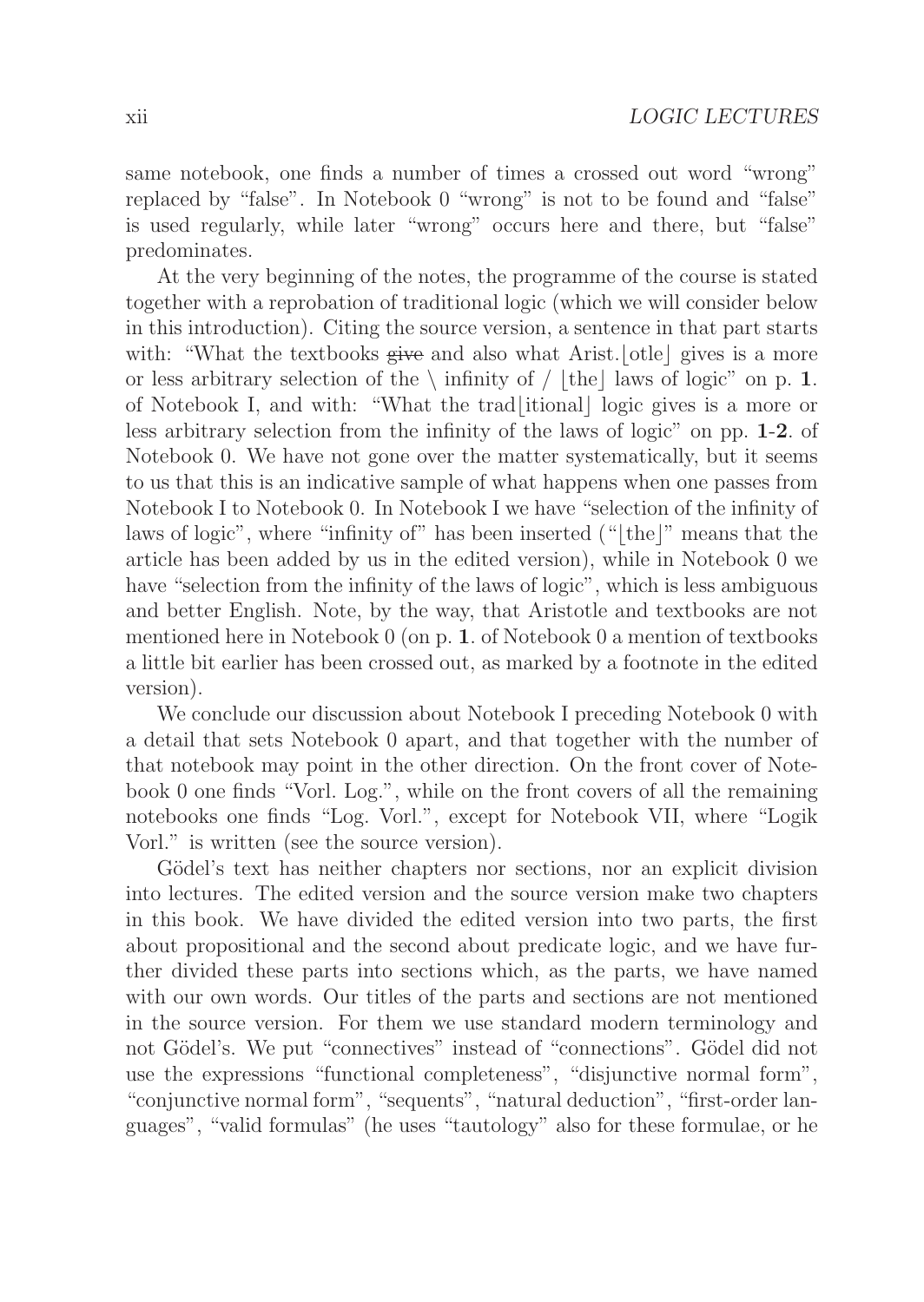same notebook, one finds a number of times a crossed out word "wrong" replaced by "false". In Notebook 0 "wrong" is not to be found and "false" is used regularly, while later "wrong" occurs here and there, but "false" predominates.

At the very beginning of the notes, the programme of the course is stated together with a reprobation of traditional logic (which we will consider below in this introduction). Citing the source version, a sentence in that part starts with: "What the textbooks ~~give~~ and also what Arist.⌊otle⌋ gives is a more or less arbitrary selection of the \ infinity of / ⌊the⌋ laws of logic" on p. **1**. of Notebook I, and with: "What the trad⌊itional⌋ logic gives is a more or less arbitrary selection from the infinity of the laws of logic" on pp. **1**-**2**. of Notebook 0. We have not gone over the matter systematically, but it seems to us that this is an indicative sample of what happens when one passes from Notebook I to Notebook 0. In Notebook I we have "selection of the infinity of laws of logic", where "infinity of" has been inserted ("⌊the⌋" means that the article has been added by us in the edited version), while in Notebook 0 we have "selection from the infinity of the laws of logic", which is less ambiguous and better English. Note, by the way, that Aristotle and textbooks are not mentioned here in Notebook 0 (on p. **1**. of Notebook 0 a mention of textbooks a little bit earlier has been crossed out, as marked by a footnote in the edited version).

We conclude our discussion about Notebook I preceding Notebook 0 with a detail that sets Notebook 0 apart, and that together with the number of that notebook may point in the other direction. On the front cover of Notebook 0 one finds "Vorl. Log.", while on the front covers of all the remaining notebooks one finds "Log. Vorl.", except for Notebook VII, where "Logik Vorl." is written (see the source version).

Gödel's text has neither chapters nor sections, nor an explicit division into lectures. The edited version and the source version make two chapters in this book. We have divided the edited version into two parts, the first about propositional and the second about predicate logic, and we have further divided these parts into sections which, as the parts, we have named with our own words. Our titles of the parts and sections are not mentioned in the source version. For them we use standard modern terminology and not Gödel's. We put "connectives" instead of "connections". Gödel did not use the expressions "functional completeness", "disjunctive normal form", "conjunctive normal form", "sequents", "natural deduction", "first-order languages", "valid formulas" (he uses "tautology" also for these formulae, or he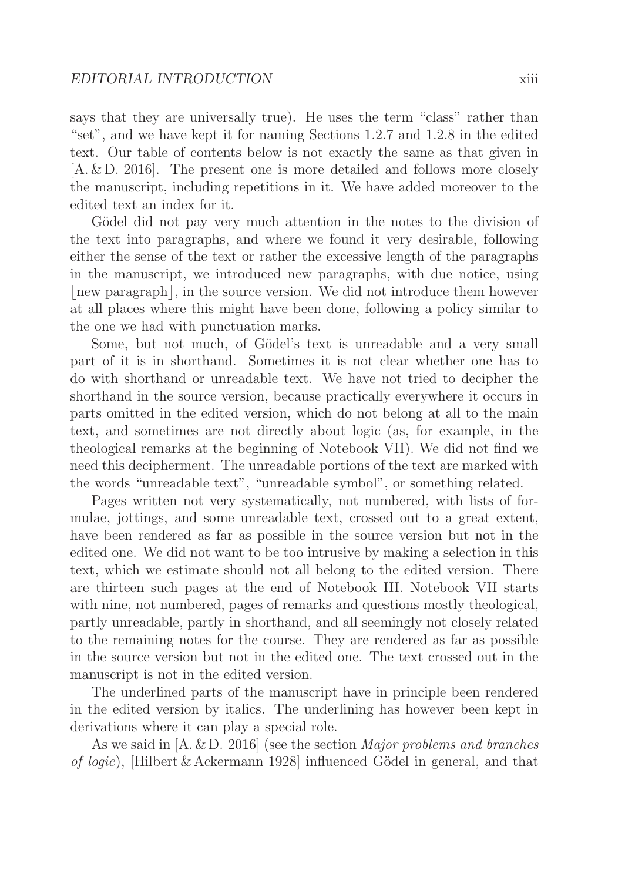says that they are universally true). He uses the term "class" rather than "set", and we have kept it for naming Sections 1.2.7 and 1.2.8 in the edited text. Our table of contents below is not exactly the same as that given in [A. & D. 2016]. The present one is more detailed and follows more closely the manuscript, including repetitions in it. We have added moreover to the edited text an index for it.

Gödel did not pay very much attention in the notes to the division of the text into paragraphs, and where we found it very desirable, following either the sense of the text or rather the excessive length of the paragraphs in the manuscript, we introduced new paragraphs, with due notice, using ⌊new paragraph⌋, in the source version. We did not introduce them however at all places where this might have been done, following a policy similar to the one we had with punctuation marks.

Some, but not much, of Gödel's text is unreadable and a very small part of it is in shorthand. Sometimes it is not clear whether one has to do with shorthand or unreadable text. We have not tried to decipher the shorthand in the source version, because practically everywhere it occurs in parts omitted in the edited version, which do not belong at all to the main text, and sometimes are not directly about logic (as, for example, in the theological remarks at the beginning of Notebook VII). We did not find we need this decipherment. The unreadable portions of the text are marked with the words "unreadable text", "unreadable symbol", or something related.

Pages written not very systematically, not numbered, with lists of formulae, jottings, and some unreadable text, crossed out to a great extent, have been rendered as far as possible in the source version but not in the edited one. We did not want to be too intrusive by making a selection in this text, which we estimate should not all belong to the edited version. There are thirteen such pages at the end of Notebook III. Notebook VII starts with nine, not numbered, pages of remarks and questions mostly theological, partly unreadable, partly in shorthand, and all seemingly not closely related to the remaining notes for the course. They are rendered as far as possible in the source version but not in the edited one. The text crossed out in the manuscript is not in the edited version.

The underlined parts of the manuscript have in principle been rendered in the edited version by italics. The underlining has however been kept in derivations where it can play a special role.

As we said in [A. & D. 2016] (see the section *Major problems and branches of logic*), [Hilbert & Ackermann 1928] influenced Gödel in general, and that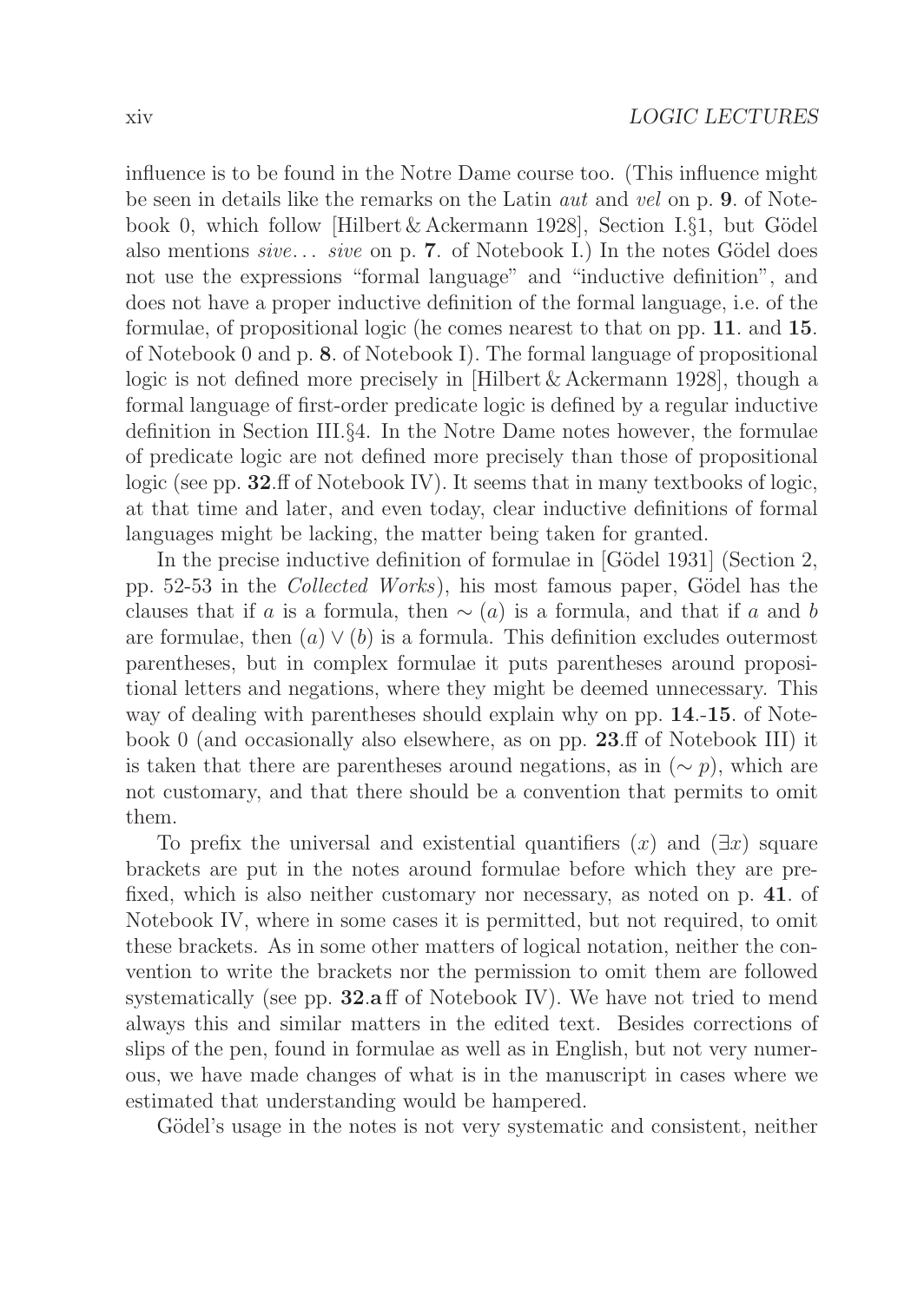influence is to be found in the Notre Dame course too. (This influence might be seen in details like the remarks on the Latin *aut* and *vel* on p. **9**. of Notebook 0, which follow [Hilbert & Ackermann 1928], Section I.§1, but Gödel also mentions *sive... sive* on p. **7**. of Notebook I.) In the notes Gödel does not use the expressions "formal language" and "inductive definition", and does not have a proper inductive definition of the formal language, i.e. of the formulae, of propositional logic (he comes nearest to that on pp. **11**. and **15**. of Notebook 0 and p. **8**. of Notebook I). The formal language of propositional logic is not defined more precisely in [Hilbert & Ackermann 1928], though a formal language of first-order predicate logic is defined by a regular inductive definition in Section III.§4. In the Notre Dame notes however, the formulae of predicate logic are not defined more precisely than those of propositional logic (see pp. **32**.ff of Notebook IV). It seems that in many textbooks of logic, at that time and later, and even today, clear inductive definitions of formal languages might be lacking, the matter being taken for granted.

In the precise inductive definition of formulae in [Gödel 1931] (Section 2, pp. 52-53 in the *Collected Works*), his most famous paper, Gödel has the clauses that if $a$ is a formula, then $\sim (a)$ is a formula, and that if $a$ and $b$ are formulae, then $(a) \vee (b)$ is a formula. This definition excludes outermost parentheses, but in complex formulae it puts parentheses around propositional letters and negations, where they might be deemed unnecessary. This way of dealing with parentheses should explain why on pp. **14**.-**15**. of Notebook 0 (and occasionally also elsewhere, as on pp. **23**.ff of Notebook III) it is taken that there are parentheses around negations, as in $(\sim p)$, which are not customary, and that there should be a convention that permits to omit them.

To prefix the universal and existential quantifiers $(x)$ and $(\exists x)$ square brackets are put in the notes around formulae before which they are prefixed, which is also neither customary nor necessary, as noted on p. **41**. of Notebook IV, where in some cases it is permitted, but not required, to omit these brackets. As in some other matters of logical notation, neither the convention to write the brackets nor the permission to omit them are followed systematically (see pp. **32.a**ff of Notebook IV). We have not tried to mend always this and similar matters in the edited text. Besides corrections of slips of the pen, found in formulae as well as in English, but not very numerous, we have made changes of what is in the manuscript in cases where we estimated that understanding would be hampered.

Gödel's usage in the notes is not very systematic and consistent, neither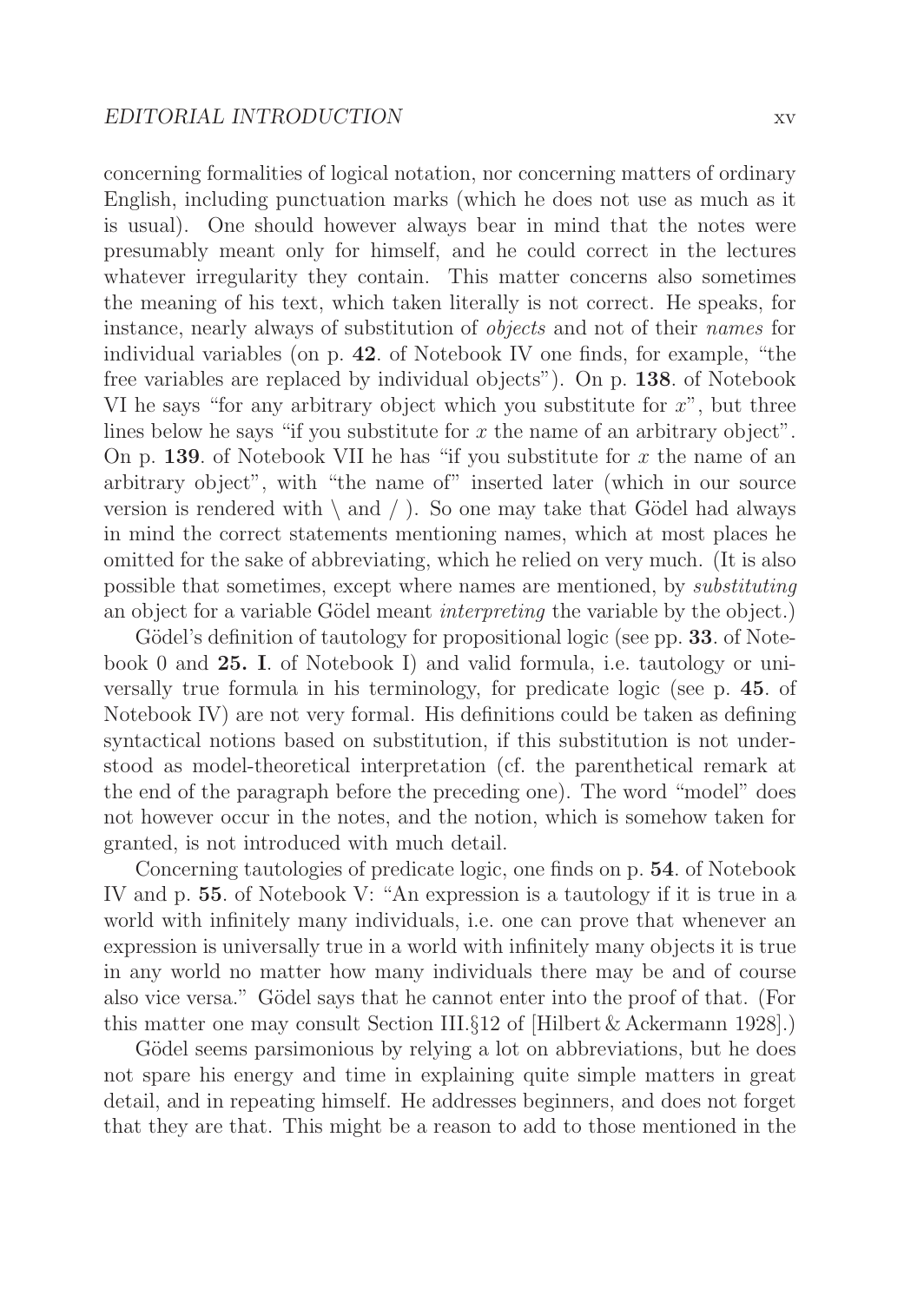concerning formalities of logical notation, nor concerning matters of ordinary English, including punctuation marks (which he does not use as much as it is usual). One should however always bear in mind that the notes were presumably meant only for himself, and he could correct in the lectures whatever irregularity they contain. This matter concerns also sometimes the meaning of his text, which taken literally is not correct. He speaks, for instance, nearly always of substitution of *objects* and not of their *names* for individual variables (on p. **42**. of Notebook IV one finds, for example, "the free variables are replaced by individual objects"). On p. **138**. of Notebook VI he says "for any arbitrary object which you substitute for $x$", but three lines below he says "if you substitute for $x$ the name of an arbitrary object". On p. **139**. of Notebook VII he has "if you substitute for $x$ the name of an arbitrary object", with "the name of" inserted later (which in our source version is rendered with \ and / ). So one may take that Gödel had always in mind the correct statements mentioning names, which at most places he omitted for the sake of abbreviating, which he relied on very much. (It is also possible that sometimes, except where names are mentioned, by *substituting* an object for a variable Gödel meant *interpreting* the variable by the object.)

Gödel's definition of tautology for propositional logic (see pp. **33**. of Notebook 0 and **25. I**. of Notebook I) and valid formula, i.e. tautology or universally true formula in his terminology, for predicate logic (see p. **45**. of Notebook IV) are not very formal. His definitions could be taken as defining syntactical notions based on substitution, if this substitution is not understood as model-theoretical interpretation (cf. the parenthetical remark at the end of the paragraph before the preceding one). The word "model" does not however occur in the notes, and the notion, which is somehow taken for granted, is not introduced with much detail.

Concerning tautologies of predicate logic, one finds on p. **54**. of Notebook IV and p. **55**. of Notebook V: "An expression is a tautology if it is true in a world with infinitely many individuals, i.e. one can prove that whenever an expression is universally true in a world with infinitely many objects it is true in any world no matter how many individuals there may be and of course also vice versa." Gödel says that he cannot enter into the proof of that. (For this matter one may consult Section III.§12 of [Hilbert & Ackermann 1928].)

Gödel seems parsimonious by relying a lot on abbreviations, but he does not spare his energy and time in explaining quite simple matters in great detail, and in repeating himself. He addresses beginners, and does not forget that they are that. This might be a reason to add to those mentioned in the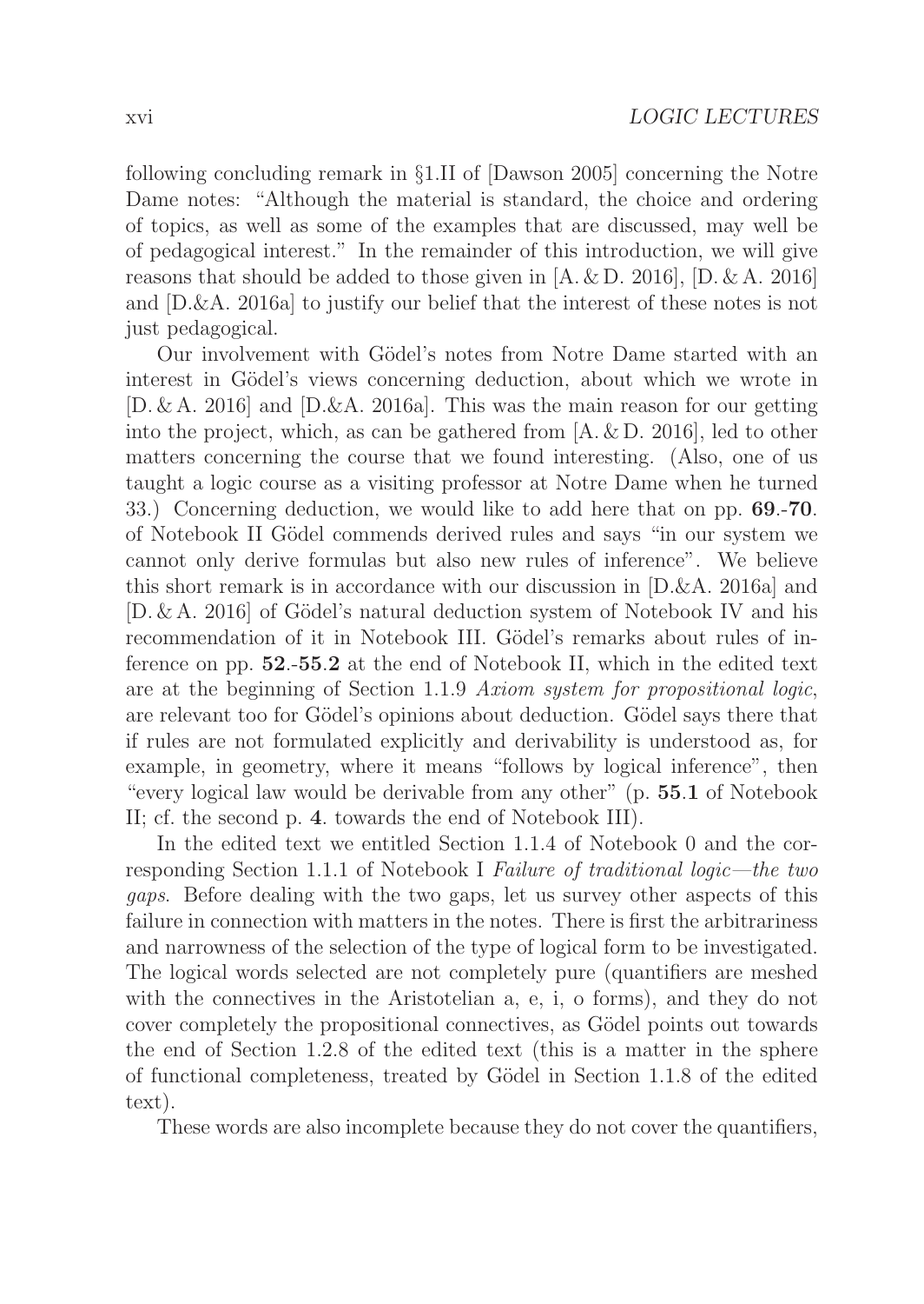following concluding remark in §1.II of [Dawson 2005] concerning the Notre Dame notes: "Although the material is standard, the choice and ordering of topics, as well as some of the examples that are discussed, may well be of pedagogical interest." In the remainder of this introduction, we will give reasons that should be added to those given in [A. & D. 2016], [D. & A. 2016] and [D.&A. 2016a] to justify our belief that the interest of these notes is not just pedagogical.

Our involvement with Gödel's notes from Notre Dame started with an interest in Gödel's views concerning deduction, about which we wrote in [D. & A. 2016] and [D.&A. 2016a]. This was the main reason for our getting into the project, which, as can be gathered from [A. & D. 2016], led to other matters concerning the course that we found interesting. (Also, one of us taught a logic course as a visiting professor at Notre Dame when he turned 33.) Concerning deduction, we would like to add here that on pp. **69**.-**70**. of Notebook II Gödel commends derived rules and says "in our system we cannot only derive formulas but also new rules of inference". We believe this short remark is in accordance with our discussion in [D.&A. 2016a] and [D. & A. 2016] of Gödel's natural deduction system of Notebook IV and his recommendation of it in Notebook III. Gödel's remarks about rules of inference on pp. **52**.-**55**.**2** at the end of Notebook II, which in the edited text are at the beginning of Section 1.1.9 *Axiom system for propositional logic*, are relevant too for Gödel's opinions about deduction. Gödel says there that if rules are not formulated explicitly and derivability is understood as, for example, in geometry, where it means "follows by logical inference", then "every logical law would be derivable from any other" (p. **55**.**1** of Notebook II; cf. the second p. **4**. towards the end of Notebook III).

In the edited text we entitled Section 1.1.4 of Notebook 0 and the corresponding Section 1.1.1 of Notebook I *Failure of traditional logic—the two gaps*. Before dealing with the two gaps, let us survey other aspects of this failure in connection with matters in the notes. There is first the arbitrariness and narrowness of the selection of the type of logical form to be investigated. The logical words selected are not completely pure (quantifiers are meshed with the connectives in the Aristotelian a, e, i, o forms), and they do not cover completely the propositional connectives, as Gödel points out towards the end of Section 1.2.8 of the edited text (this is a matter in the sphere of functional completeness, treated by Gödel in Section 1.1.8 of the edited text).

These words are also incomplete because they do not cover the quantifiers,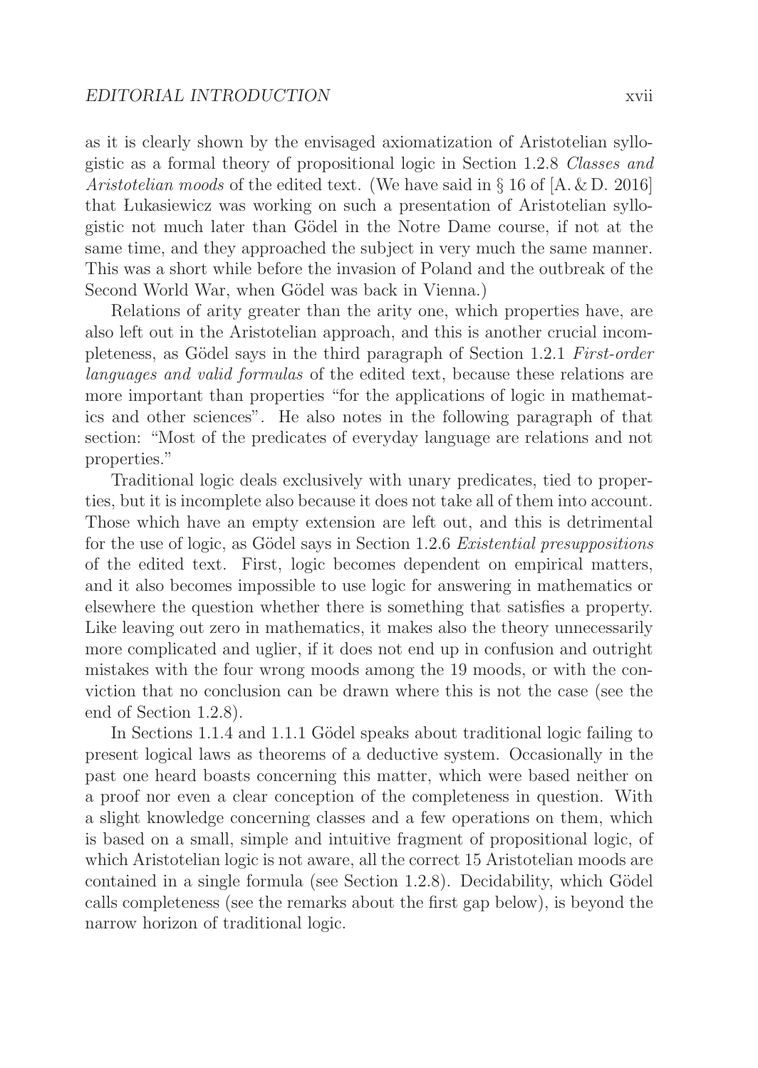as it is clearly shown by the envisaged axiomatization of Aristotelian syllogistic as a formal theory of propositional logic in Section 1.2.8 *Classes and Aristotelian moods* of the edited text. (We have said in § 16 of [A. & D. 2016] that Łukasiewicz was working on such a presentation of Aristotelian syllogistic not much later than Gödel in the Notre Dame course, if not at the same time, and they approached the subject in very much the same manner. This was a short while before the invasion of Poland and the outbreak of the Second World War, when Gödel was back in Vienna.)

Relations of arity greater than the arity one, which properties have, are also left out in the Aristotelian approach, and this is another crucial incompleteness, as Gödel says in the third paragraph of Section 1.2.1 *First-order languages and valid formulas* of the edited text, because these relations are more important than properties "for the applications of logic in mathematics and other sciences". He also notes in the following paragraph of that section: "Most of the predicates of everyday language are relations and not properties."

Traditional logic deals exclusively with unary predicates, tied to properties, but it is incomplete also because it does not take all of them into account. Those which have an empty extension are left out, and this is detrimental for the use of logic, as Gödel says in Section 1.2.6 *Existential presuppositions* of the edited text. First, logic becomes dependent on empirical matters, and it also becomes impossible to use logic for answering in mathematics or elsewhere the question whether there is something that satisfies a property. Like leaving out zero in mathematics, it makes also the theory unnecessarily more complicated and uglier, if it does not end up in confusion and outright mistakes with the four wrong moods among the 19 moods, or with the conviction that no conclusion can be drawn where this is not the case (see the end of Section 1.2.8).

In Sections 1.1.4 and 1.1.1 Gödel speaks about traditional logic failing to present logical laws as theorems of a deductive system. Occasionally in the past one heard boasts concerning this matter, which were based neither on a proof nor even a clear conception of the completeness in question. With a slight knowledge concerning classes and a few operations on them, which is based on a small, simple and intuitive fragment of propositional logic, of which Aristotelian logic is not aware, all the correct 15 Aristotelian moods are contained in a single formula (see Section 1.2.8). Decidability, which Gödel calls completeness (see the remarks about the first gap below), is beyond the narrow horizon of traditional logic.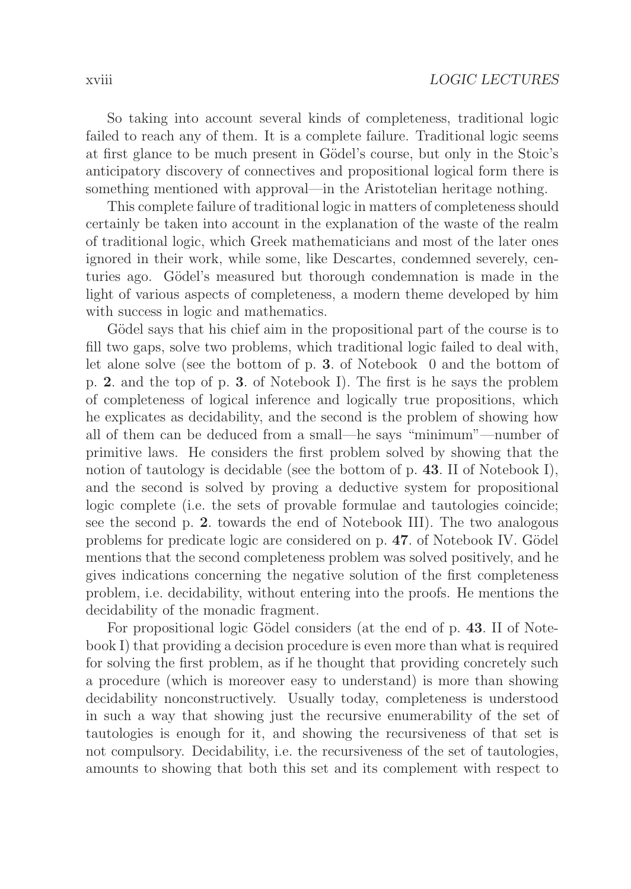So taking into account several kinds of completeness, traditional logic failed to reach any of them. It is a complete failure. Traditional logic seems at first glance to be much present in Gödel's course, but only in the Stoic's anticipatory discovery of connectives and propositional logical form there is something mentioned with approval—in the Aristotelian heritage nothing.

This complete failure of traditional logic in matters of completeness should certainly be taken into account in the explanation of the waste of the realm of traditional logic, which Greek mathematicians and most of the later ones ignored in their work, while some, like Descartes, condemned severely, centuries ago. Gödel's measured but thorough condemnation is made in the light of various aspects of completeness, a modern theme developed by him with success in logic and mathematics.

Gödel says that his chief aim in the propositional part of the course is to fill two gaps, solve two problems, which traditional logic failed to deal with, let alone solve (see the bottom of p. **3**. of Notebook 0 and the bottom of p. **2**. and the top of p. **3**. of Notebook I). The first is he says the problem of completeness of logical inference and logically true propositions, which he explicates as decidability, and the second is the problem of showing how all of them can be deduced from a small—he says "minimum"—number of primitive laws. He considers the first problem solved by showing that the notion of tautology is decidable (see the bottom of p. **43**. II of Notebook I), and the second is solved by proving a deductive system for propositional logic complete (i.e. the sets of provable formulae and tautologies coincide; see the second p. **2**. towards the end of Notebook III). The two analogous problems for predicate logic are considered on p. **47**. of Notebook IV. Gödel mentions that the second completeness problem was solved positively, and he gives indications concerning the negative solution of the first completeness problem, i.e. decidability, without entering into the proofs. He mentions the decidability of the monadic fragment.

For propositional logic Gödel considers (at the end of p. **43**. II of Notebook I) that providing a decision procedure is even more than what is required for solving the first problem, as if he thought that providing concretely such a procedure (which is moreover easy to understand) is more than showing decidability nonconstructively. Usually today, completeness is understood in such a way that showing just the recursive enumerability of the set of tautologies is enough for it, and showing the recursiveness of that set is not compulsory. Decidability, i.e. the recursiveness of the set of tautologies, amounts to showing that both this set and its complement with respect to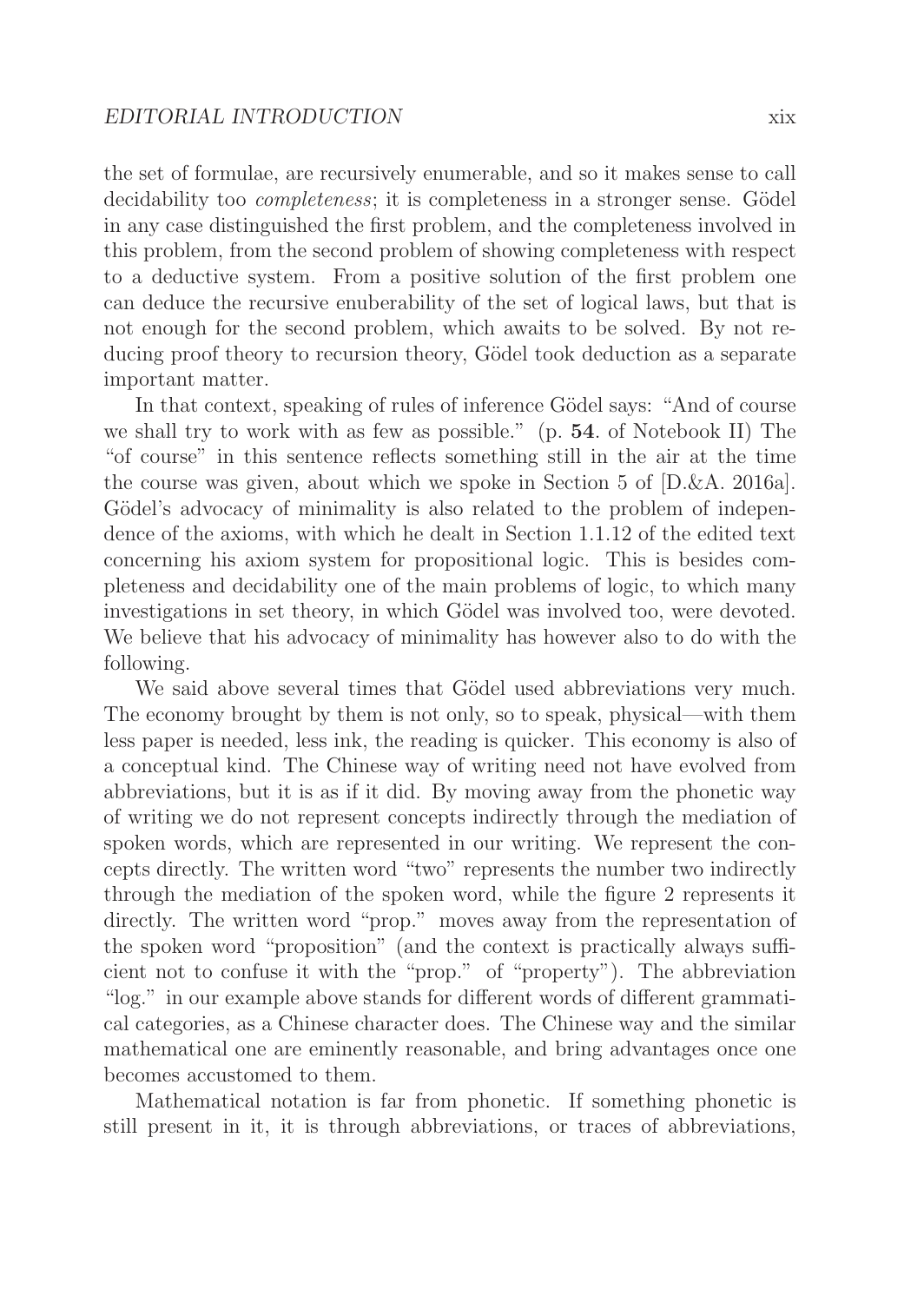the set of formulae, are recursively enumerable, and so it makes sense to call decidability too *completeness*; it is completeness in a stronger sense. Gödel in any case distinguished the first problem, and the completeness involved in this problem, from the second problem of showing completeness with respect to a deductive system. From a positive solution of the first problem one can deduce the recursive enuberability of the set of logical laws, but that is not enough for the second problem, which awaits to be solved. By not reducing proof theory to recursion theory, Gödel took deduction as a separate important matter.

In that context, speaking of rules of inference Gödel says: "And of course we shall try to work with as few as possible." (p. **54**. of Notebook II) The "of course" in this sentence reflects something still in the air at the time the course was given, about which we spoke in Section 5 of [D.&A. 2016a]. Gödel's advocacy of minimality is also related to the problem of independence of the axioms, with which he dealt in Section 1.1.12 of the edited text concerning his axiom system for propositional logic. This is besides completeness and decidability one of the main problems of logic, to which many investigations in set theory, in which Gödel was involved too, were devoted. We believe that his advocacy of minimality has however also to do with the following.

We said above several times that Gödel used abbreviations very much. The economy brought by them is not only, so to speak, physical—with them less paper is needed, less ink, the reading is quicker. This economy is also of a conceptual kind. The Chinese way of writing need not have evolved from abbreviations, but it is as if it did. By moving away from the phonetic way of writing we do not represent concepts indirectly through the mediation of spoken words, which are represented in our writing. We represent the concepts directly. The written word "two" represents the number two indirectly through the mediation of the spoken word, while the figure 2 represents it directly. The written word "prop." moves away from the representation of the spoken word "proposition" (and the context is practically always sufficient not to confuse it with the "prop." of "property"). The abbreviation "log." in our example above stands for different words of different grammatical categories, as a Chinese character does. The Chinese way and the similar mathematical one are eminently reasonable, and bring advantages once one becomes accustomed to them.

Mathematical notation is far from phonetic. If something phonetic is still present in it, it is through abbreviations, or traces of abbreviations,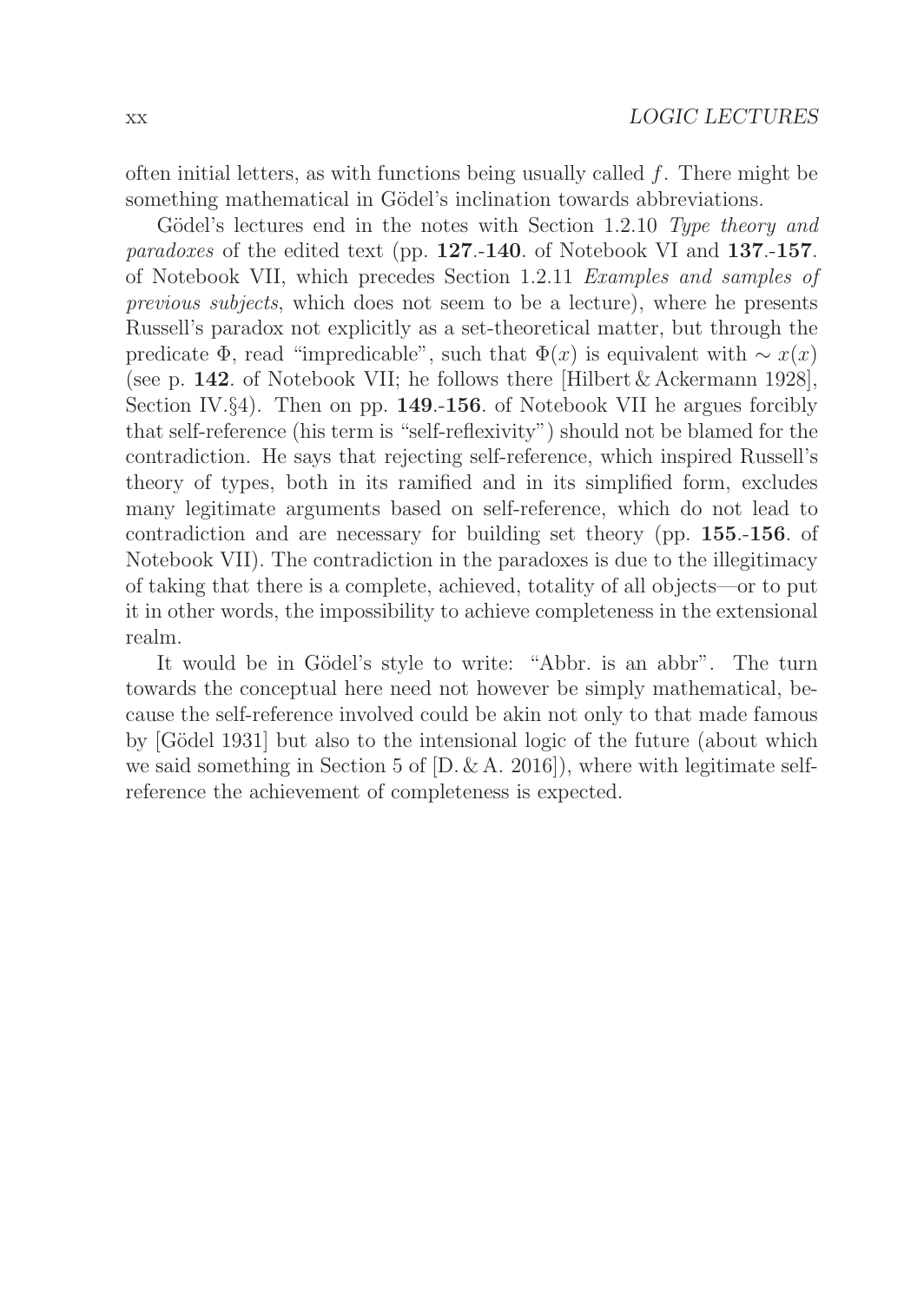often initial letters, as with functions being usually called $f$. There might be something mathematical in Gödel's inclination towards abbreviations.

Gödel's lectures end in the notes with Section 1.2.10 *Type theory and paradoxes* of the edited text (pp. **127**.-**140**. of Notebook VI and **137**.-**157**. of Notebook VII, which precedes Section 1.2.11 *Examples and samples of previous subjects*, which does not seem to be a lecture), where he presents Russell's paradox not explicitly as a set-theoretical matter, but through the predicate $\Phi$, read "impredicable", such that $\Phi(x)$ is equivalent with $\sim x(x)$ (see p. **142**. of Notebook VII; he follows there [Hilbert & Ackermann 1928], Section IV.§4). Then on pp. **149**.-**156**. of Notebook VII he argues forcibly that self-reference (his term is "self-reflexivity") should not be blamed for the contradiction. He says that rejecting self-reference, which inspired Russell's theory of types, both in its ramified and in its simplified form, excludes many legitimate arguments based on self-reference, which do not lead to contradiction and are necessary for building set theory (pp. **155**.-**156**. of Notebook VII). The contradiction in the paradoxes is due to the illegitimacy of taking that there is a complete, achieved, totality of all objects—or to put it in other words, the impossibility to achieve completeness in the extensional realm.

It would be in Gödel's style to write: "Abbr. is an abbr". The turn towards the conceptual here need not however be simply mathematical, because the self-reference involved could be akin not only to that made famous by [Gödel 1931] but also to the intensional logic of the future (about which we said something in Section 5 of [D. & A. 2016]), where with legitimate self-reference the achievement of completeness is expected.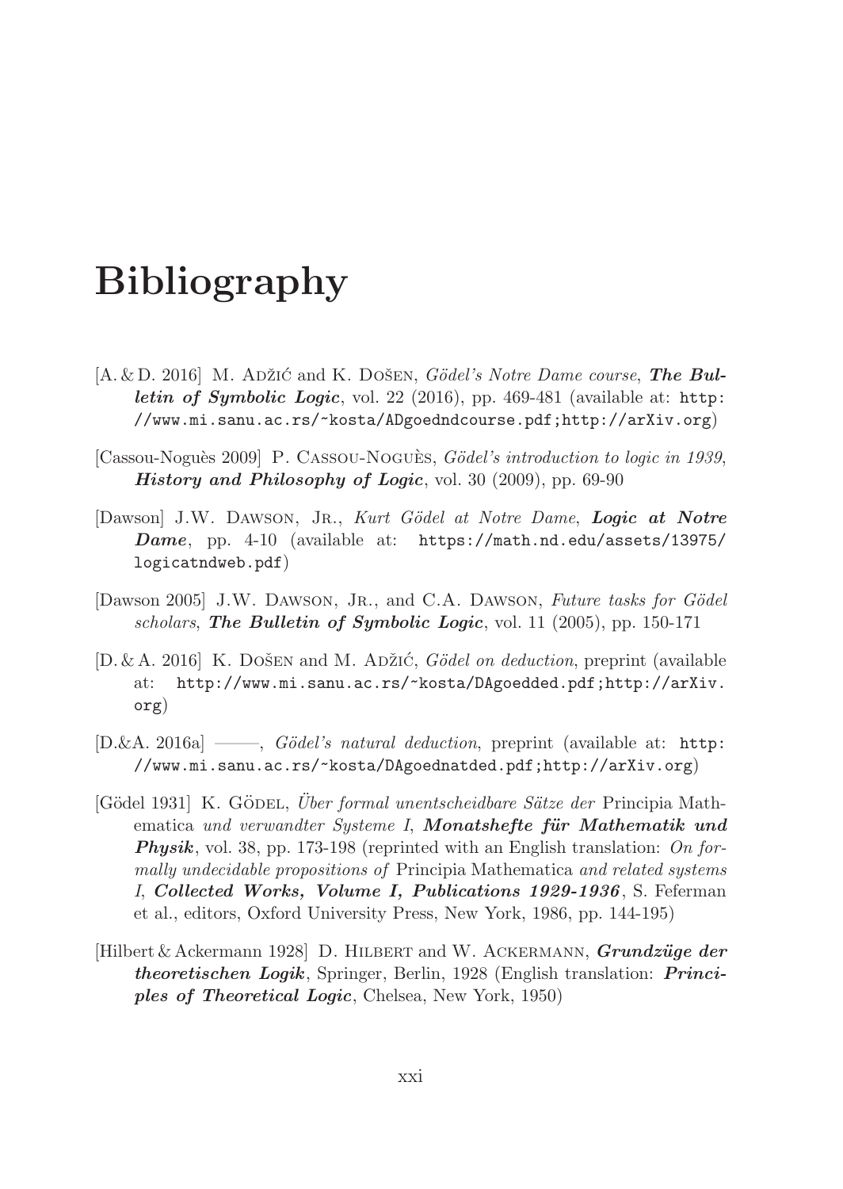# Bibliography

[A. & D. 2016] M. Adžić and K. Došen, *Gödel's Notre Dame course*, ***The Bulletin of Symbolic Logic***, vol. 22 (2016), pp. 469-481 (available at: `http://www.mi.sanu.ac.rs/~kosta/ADgoedndcourse.pdf;http://arXiv.org`)

[Cassou-Noguès 2009] P. Cassou-Noguès, *Gödel's introduction to logic in 1939*, ***History and Philosophy of Logic***, vol. 30 (2009), pp. 69-90

[Dawson] J.W. Dawson, Jr., *Kurt Gödel at Notre Dame*, ***Logic at Notre Dame***, pp. 4-10 (available at: `https://math.nd.edu/assets/13975/logicatndweb.pdf`)

[Dawson 2005] J.W. Dawson, Jr., and C.A. Dawson, *Future tasks for Gödel scholars*, ***The Bulletin of Symbolic Logic***, vol. 11 (2005), pp. 150-171

[D. & A. 2016] K. Došen and M. Adžić, *Gödel on deduction*, preprint (available at: `http://www.mi.sanu.ac.rs/~kosta/DAgoedded.pdf;http://arXiv.org`)

[D.&A. 2016a] ———, *Gödel's natural deduction*, preprint (available at: `http://www.mi.sanu.ac.rs/~kosta/DAgoednatded.pdf;http://arXiv.org`)

[Gödel 1931] K. Gödel, *Über formal unentscheidbare Sätze der* Principia Mathematica *und verwandter Systeme I*, ***Monatshefte für Mathematik und Physik***, vol. 38, pp. 173-198 (reprinted with an English translation: *On formally undecidable propositions of* Principia Mathematica *and related systems I*, ***Collected Works, Volume I, Publications 1929-1936***, S. Feferman et al., editors, Oxford University Press, New York, 1986, pp. 144-195)

[Hilbert & Ackermann 1928] D. Hilbert and W. Ackermann, ***Grundzüge der theoretischen Logik***, Springer, Berlin, 1928 (English translation: ***Principles of Theoretical Logic***, Chelsea, New York, 1950)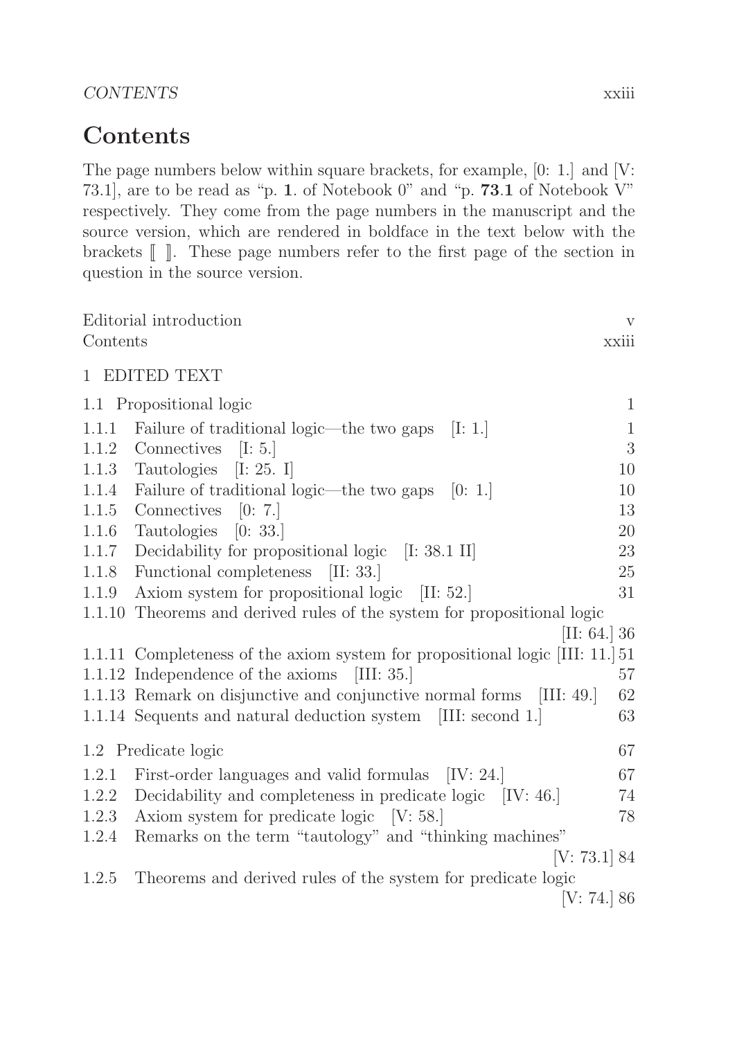# Contents

The page numbers below within square brackets, for example, [0: 1.] and [V: 73.1], are to be read as "p. **1**. of Notebook 0" and "p. **73**.**1** of Notebook V" respectively. They come from the page numbers in the manuscript and the source version, which are rendered in boldface in the text below with the brackets ⟦ ⟧. These page numbers refer to the first page of the section in question in the source version.

Editorial introduction v
Contents xxiii

1 EDITED TEXT

1.1 Propositional logic 1

1.1.1 Failure of traditional logic—the two gaps [I: 1.] 1
1.1.2 Connectives [I: 5.] 3
1.1.3 Tautologies [I: 25. I] 10
1.1.4 Failure of traditional logic—the two gaps [0: 1.] 10
1.1.5 Connectives [0: 7.] 13
1.1.6 Tautologies [0: 33.] 20
1.1.7 Decidability for propositional logic [I: 38.1 II] 23
1.1.8 Functional completeness [II: 33.] 25
1.1.9 Axiom system for propositional logic [II: 52.] 31
1.1.10 Theorems and derived rules of the system for propositional logic [II: 64.] 36
1.1.11 Completeness of the axiom system for propositional logic [III: 11.] 51
1.1.12 Independence of the axioms [III: 35.] 57
1.1.13 Remark on disjunctive and conjunctive normal forms [III: 49.] 62
1.1.14 Sequents and natural deduction system [III: second 1.] 63

1.2 Predicate logic 67

1.2.1 First-order languages and valid formulas [IV: 24.] 67
1.2.2 Decidability and completeness in predicate logic [IV: 46.] 74
1.2.3 Axiom system for predicate logic [V: 58.] 78
1.2.4 Remarks on the term "tautology" and "thinking machines" [V: 73.1] 84
1.2.5 Theorems and derived rules of the system for predicate logic [V: 74.] 86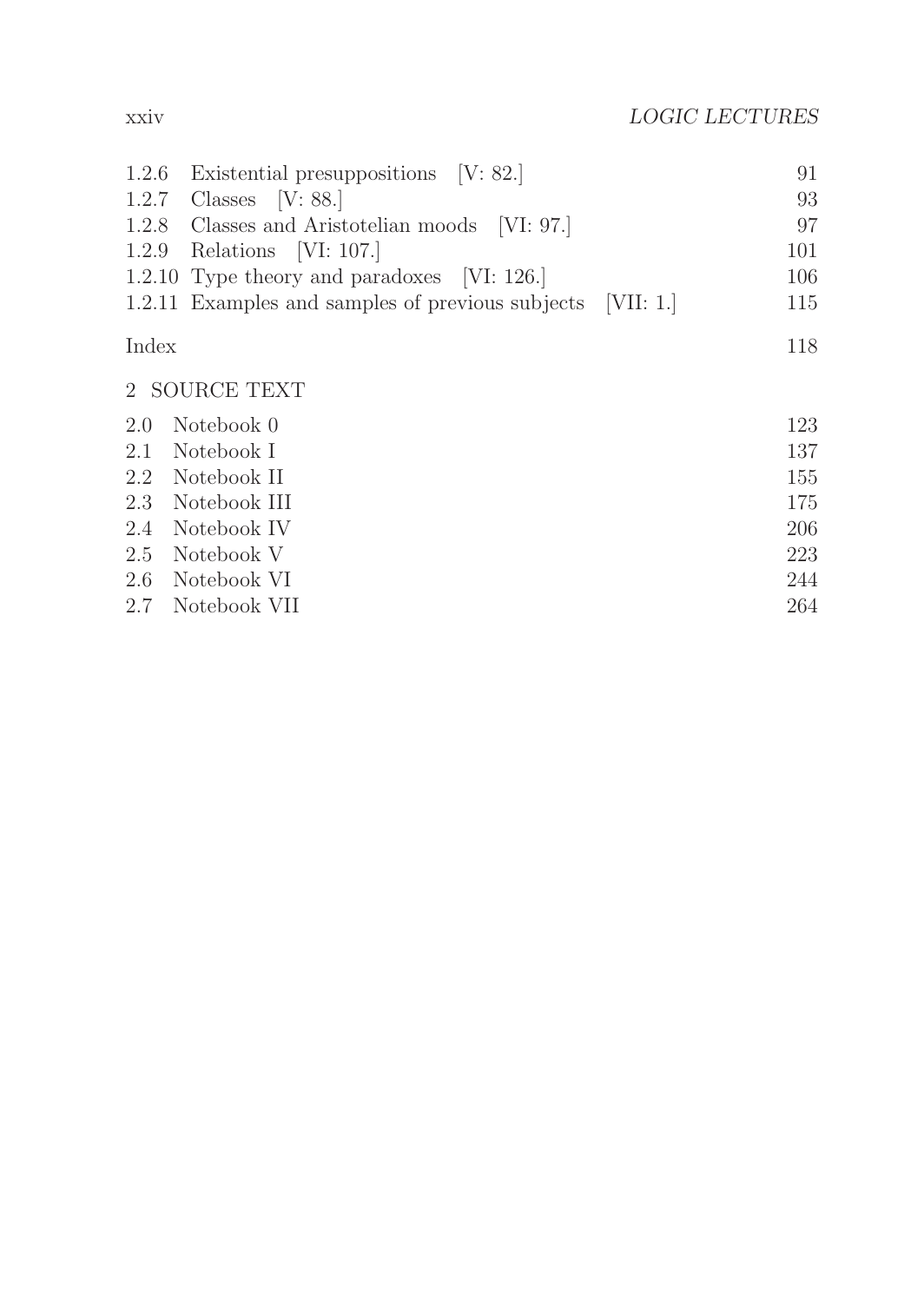1.2.6 Existential presuppositions [V: 82.] 91
1.2.7 Classes [V: 88.] 93
1.2.8 Classes and Aristotelian moods [VI: 97.] 97
1.2.9 Relations [VI: 107.] 101
1.2.10 Type theory and paradoxes [VI: 126.] 106
1.2.11 Examples and samples of previous subjects [VII: 1.] 115

Index 118

2 SOURCE TEXT

2.0 Notebook 0 123
2.1 Notebook I 137
2.2 Notebook II 155
2.3 Notebook III 175
2.4 Notebook IV 206
2.5 Notebook V 223
2.6 Notebook VI 244
2.7 Notebook VII 264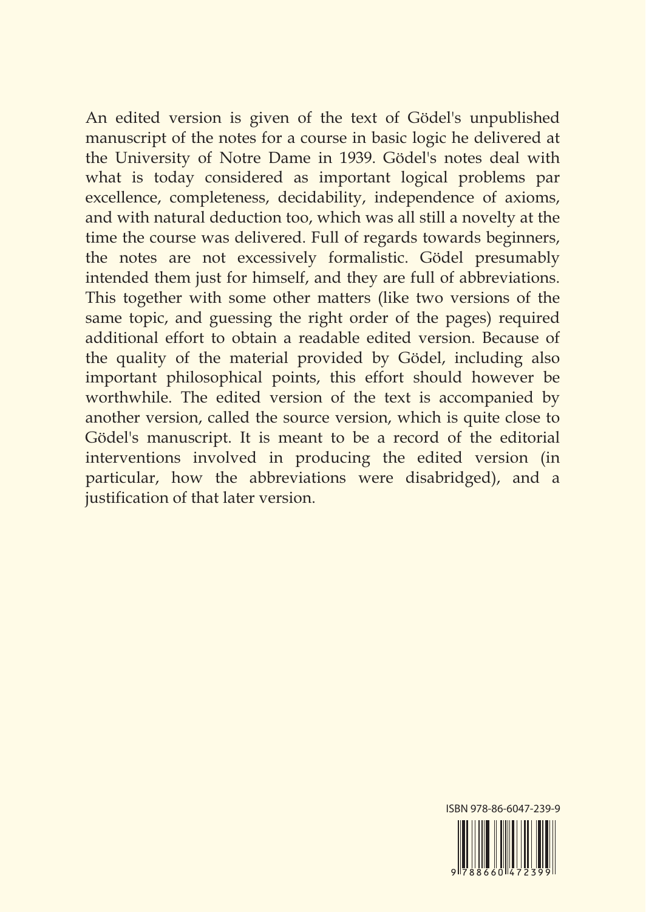An edited version is given of the text of Gödel's unpublished manuscript of the notes for a course in basic logic he delivered at the University of Notre Dame in 1939. Gödel's notes deal with what is today considered as important logical problems par excellence, completeness, decidability, independence of axioms, and with natural deduction too, which was all still a novelty at the time the course was delivered. Full of regards towards beginners, the notes are not excessively formalistic. Gödel presumably intended them just for himself, and they are full of abbreviations. This together with some other matters (like two versions of the same topic, and guessing the right order of the pages) required additional effort to obtain a readable edited version. Because of the quality of the material provided by Gödel, including also important philosophical points, this effort should however be worthwhile. The edited version of the text is accompanied by another version, called the source version, which is quite close to Gödel's manuscript. It is meant to be a record of the editorial interventions involved in producing the edited version (in particular, how the abbreviations were disabridged), and a justification of that later version.

ISBN 978-86-6047-239-9

9 788660 472399